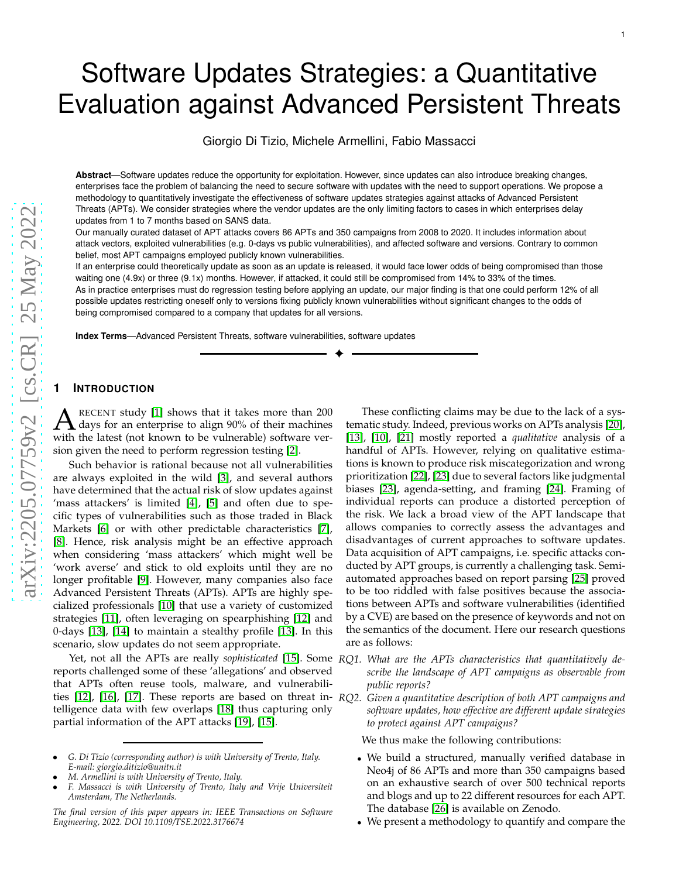# Software Updates Strategies: a Quantitative Evaluation against Advanced Persistent Threats

Giorgio Di Tizio, Michele Armellini, Fabio Massacci

**Abstract**—Software updates reduce the opportunity for exploitation. However, since updates can also introduce breaking changes, enterprises face the problem of balancing the need to secure software with updates with the need to support operations. We propose a methodology to quantitatively investigate the effectiveness of software updates strategies against attacks of Advanced Persistent Threats (APTs). We consider strategies where the vendor updates are the only limiting factors to cases in which enterprises delay updates from 1 to 7 months based on SANS data.

Our manually curated dataset of APT attacks covers 86 APTs and 350 campaigns from 2008 to 2020. It includes information about attack vectors, exploited vulnerabilities (e.g. 0-days vs public vulnerabilities), and affected software and versions. Contrary to common belief, most APT campaigns employed publicly known vulnerabilities.

If an enterprise could theoretically update as soon as an update is released, it would face lower odds of being compromised than those waiting one (4.9x) or three (9.1x) months. However, if attacked, it could still be compromised from 14% to 33% of the times.

As in practice enterprises must do regression testing before applying an update, our major finding is that one could perform 12% of all possible updates restricting oneself only to versions fixing publicly known vulnerabilities without significant changes to the odds of being compromised compared to a company that updates for all versions.

**Index Terms**—Advanced Persistent Threats, software vulnerabilities, software updates

## 1 Introduction

A recent study [1] shows that it takes more than 200 days for an enterprise to align 90% of their machines with the latest (not known to be vulnerable) software version given the need to perform regression testing [2].

Such behavior is rational because not all vulnerabilities are always exploited in the wild [3], and several authors have determined that the actual risk of slow updates against 'mass attackers' is limited [4], [5] and often due to specific types of vulnerabilities such as those traded in Black Markets [6] or with other predictable characteristics [7], [8]. Hence, risk analysis might be an effective approach when considering 'mass attackers' which might well be 'work averse' and stick to old exploits until they are no longer profitable [9]. However, many companies also face Advanced Persistent Threats (APTs). APTs are highly specialized professionals [10] that use a variety of customized strategies [11], often leveraging on spearphishing [12] and 0-days [13], [14] to maintain a stealthy profile [13]. In this scenario, slow updates do not seem appropriate.

Yet, not all the APTs are really *sophisticated* [15]. Some reports challenged some of these 'allegations' and observed that APTs often reuse tools, malware, and vulnerabilities [12], [16], [17]. These reports are based on threat intelligence data with few overlaps [18] thus capturing only partial information of the APT attacks [19], [15].

These conflicting claims may be due to the lack of a systematic study. Indeed, previous works on APTs analysis [20], [13], [10], [21] mostly reported a *qualitative* analysis of a handful of APTs. However, relying on qualitative estimations is known to produce risk miscategorization and wrong prioritization [22], [23] due to several factors like judgmental biases [23], agenda-setting, and framing [24]. Framing of individual reports can produce a distorted perception of the risk. We lack a broad view of the APT landscape that allows companies to correctly assess the advantages and disadvantages of current approaches to software updates. Data acquisition of APT campaigns, i.e. specific attacks conducted by APT groups, is currently a challenging task. Semi-automated approaches based on report parsing [25] proved to be too riddled with false positives because the associations between APTs and software vulnerabilities (identified by a CVE) are based on the presence of keywords and not on the semantics of the document. Here our research questions are as follows:

*RQ1. What are the APTs characteristics that quantitatively describe the landscape of APT campaigns as observable from public reports?*

*RQ2. Given a quantitative description of both APT campaigns and software updates, how effective are different update strategies to protect against APT campaigns?*

We thus make the following contributions:

- We build a structured, manually verified database in Neo4j of 86 APTs and more than 350 campaigns based on an exhaustive search of over 500 technical reports and blogs and up to 22 different resources for each APT. The database [26] is available on Zenodo.
- We present a methodology to quantify and compare the

---

- *G. Di Tizio (corresponding author) is with University of Trento, Italy. E-mail: giorgio.ditizio@unitn.it*
- *M. Armellini is with University of Trento, Italy.*
- *F. Massacci is with University of Trento, Italy and Vrije Universiteit Amsterdam, The Netherlands.*

*The final version of this paper appears in: IEEE Transactions on Software Engineering, 2022. DOI 10.1109/TSE.2022.3176674*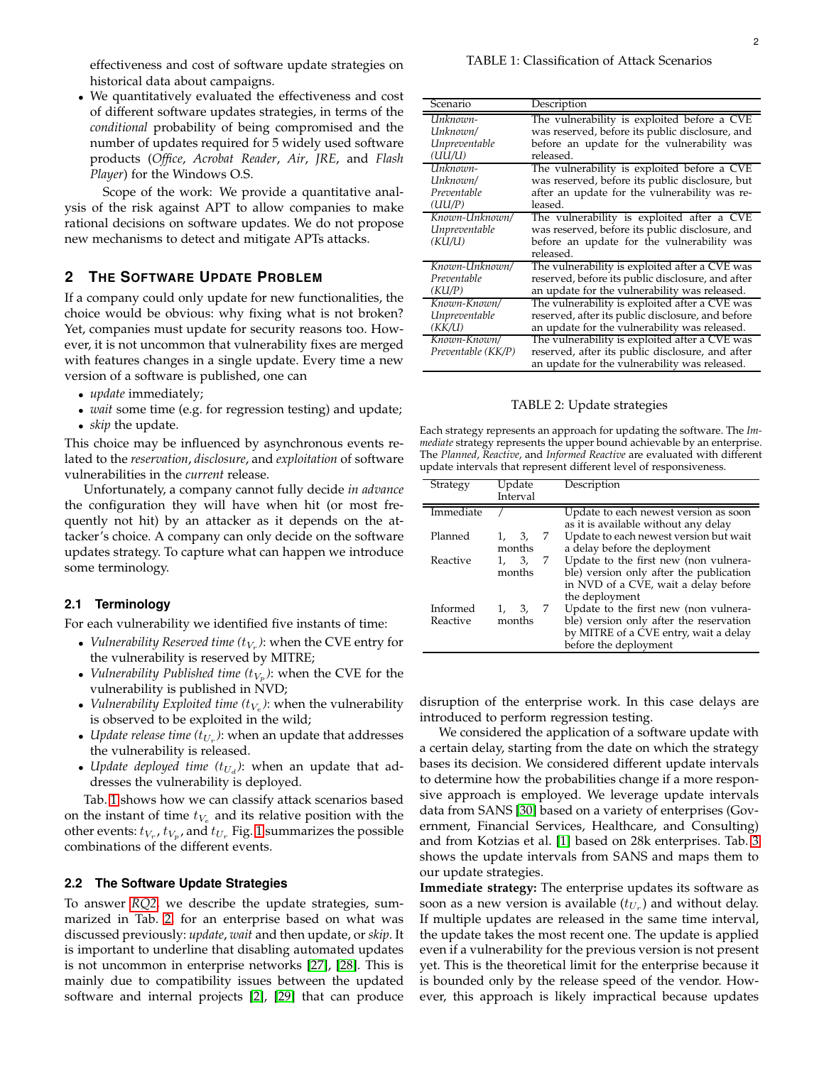effectiveness and cost of software update strategies on historical data about campaigns.

- We quantitatively evaluated the effectiveness and cost of different software updates strategies, in terms of the *conditional* probability of being compromised and the number of updates required for 5 widely used software products (*Office*, *Acrobat Reader*, *Air*, *JRE*, and *Flash Player*) for the Windows O.S.

Scope of the work: We provide a quantitative analysis of the risk against APT to allow companies to make rational decisions on software updates. We do not propose new mechanisms to detect and mitigate APTs attacks.

## 2 The Software Update Problem

If a company could only update for new functionalities, the choice would be obvious: why fixing what is not broken? Yet, companies must update for security reasons too. However, it is not uncommon that vulnerability fixes are merged with features changes in a single update. Every time a new version of a software is published, one can

- *update* immediately;
- *wait* some time (e.g. for regression testing) and update;
- *skip* the update.

This choice may be influenced by asynchronous events related to the *reservation*, *disclosure*, and *exploitation* of software vulnerabilities in the *current* release.

Unfortunately, a company cannot fully decide *in advance* the configuration they will have when hit (or most frequently not hit) by an attacker as it depends on the attacker's choice. A company can only decide on the software updates strategy. To capture what can happen we introduce some terminology.

### 2.1 Terminology

For each vulnerability we identified five instants of time:

- *Vulnerability Reserved time ($t_{V_r}$)*: when the CVE entry for the vulnerability is reserved by MITRE;
- *Vulnerability Published time ($t_{V_p}$)*: when the CVE for the vulnerability is published in NVD;
- *Vulnerability Exploited time ($t_{V_e}$)*: when the vulnerability is observed to be exploited in the wild;
- *Update release time ($t_{U_r}$)*: when an update that addresses the vulnerability is released.
- *Update deployed time ($t_{U_d}$)*: when an update that addresses the vulnerability is deployed.

Tab. 1 shows how we can classify attack scenarios based on the instant of time $t_{V_e}$ and its relative position with the other events: $t_{V_r}$, $t_{V_p}$, and $t_{U_r}$. Fig. 1 summarizes the possible combinations of the different events.

TABLE 1: Classification of Attack Scenarios

| Scenario | Description |
|---|---|
| *Unknown-Unknown/ Unpreventable (UU/U)* | The vulnerability is exploited before a CVE was reserved, before its public disclosure, and before an update for the vulnerability was released. |
| *Unknown-Unknown/ Preventable (UU/P)* | The vulnerability is exploited before a CVE was reserved, before its public disclosure, but after an update for the vulnerability was released. |
| *Known-Unknown/ Unpreventable (KU/U)* | The vulnerability is exploited after a CVE was reserved, before its public disclosure, and before an update for the vulnerability was released. |
| *Known-Unknown/ Preventable (KU/P)* | The vulnerability is exploited after a CVE was reserved, before its public disclosure, and after an update for the vulnerability was released. |
| *Known-Known/ Unpreventable (KK/U)* | The vulnerability is exploited after a CVE was reserved, after its public disclosure, and before an update for the vulnerability was released. |
| *Known-Known/ Preventable (KK/P)* | The vulnerability is exploited after a CVE was reserved, after its public disclosure, and after an update for the vulnerability was released. |

### 2.2 The Software Update Strategies

To answer *RQ2* we describe the update strategies, summarized in Tab. 2, for an enterprise based on what was discussed previously: *update*, *wait* and then update, or *skip*. It is important to underline that disabling automated updates is not uncommon in enterprise networks [27], [28]. This is mainly due to compatibility issues between the updated software and internal projects [2], [29] that can produce disruption of the enterprise work. In this case delays are introduced to perform regression testing.

TABLE 2: Update strategies

Each strategy represents an approach for updating the software. The *Immediate* strategy represents the upper bound achievable by an enterprise. The *Planned*, *Reactive*, and *Informed Reactive* are evaluated with different update intervals that represent different level of responsiveness.

| Strategy | Update Interval | Description |
|---|---|---|
| Immediate | / | Update to each newest version as soon as it is available without any delay |
| Planned | 1, 3, 7 months | Update to each newest version but wait a delay before the deployment |
| Reactive | 1, 3, 7 months | Update to the first new (non vulnerable) version only after the publication in NVD of a CVE, wait a delay before the deployment |
| Informed Reactive | 1, 3, 7 months | Update to the first new (non vulnerable) version only after the reservation by MITRE of a CVE entry, wait a delay before the deployment |

We considered the application of a software update with a certain delay, starting from the date on which the strategy bases its decision. We considered different update intervals to determine how the probabilities change if a more responsive approach is employed. We leverage update intervals data from SANS [30] based on a variety of enterprises (Government, Financial Services, Healthcare, and Consulting) and from Kotzias et al. [1] based on 28k enterprises. Tab. 3 shows the update intervals from SANS and maps them to our update strategies.

**Immediate strategy:** The enterprise updates its software as soon as a new version is available ($t_{U_r}$) and without delay. If multiple updates are released in the same time interval, the update takes the most recent one. The update is applied even if a vulnerability for the previous version is not present yet. This is the theoretical limit for the enterprise because it is bounded only by the release speed of the vendor. However, this approach is likely impractical because updates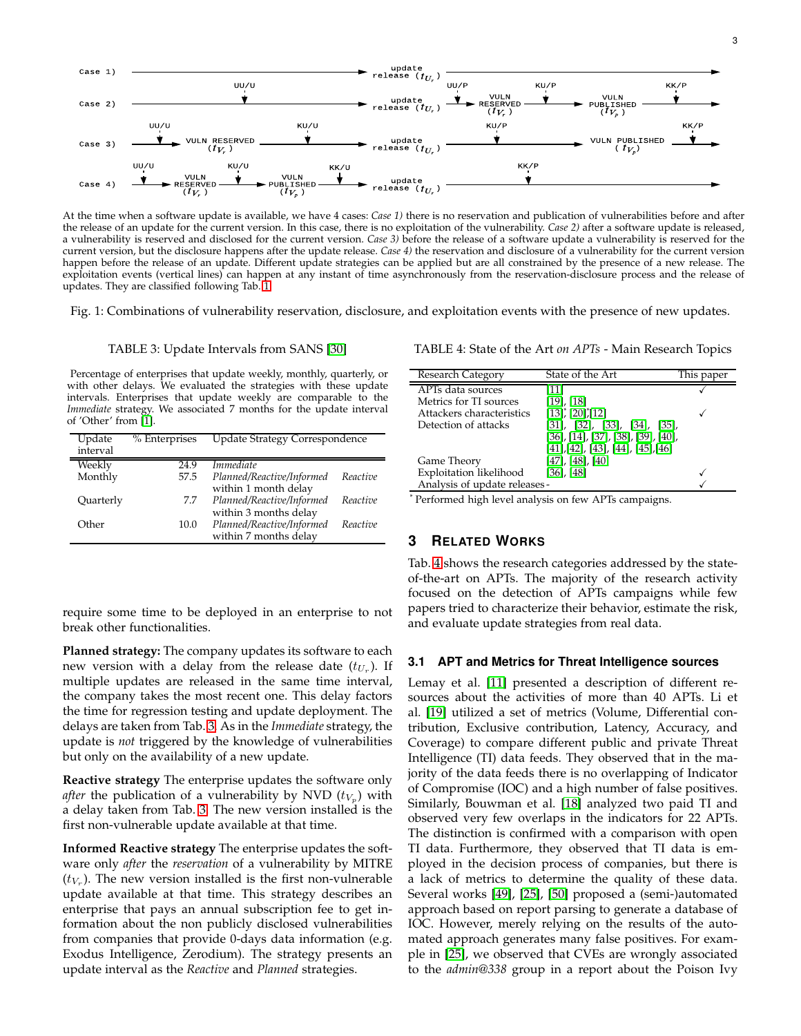At the time when a software update is available, we have 4 cases: *Case 1)* there is no reservation and publication of vulnerabilities before and after the release of an update for the current version. In this case, there is no exploitation of the vulnerability. *Case 2)* after a software update is released, a vulnerability is reserved and disclosed for the current version. *Case 3)* before the release of a software update a vulnerability is reserved for the current version, but the disclosure happens after the update release. *Case 4)* the reservation and disclosure of a vulnerability for the current version happen before the release of an update. Different update strategies can be applied but are all constrained by the presence of a new release. The exploitation events (vertical lines) can happen at any instant of time asynchronously from the reservation-disclosure process and the release of updates. They are classified following Tab. 1.

Fig. 1: Combinations of vulnerability reservation, disclosure, and exploitation events with the presence of new updates.

TABLE 3: Update Intervals from SANS [30]

Percentage of enterprises that update weekly, monthly, quarterly, or with other delays. We evaluated the strategies with these update intervals. Enterprises that update weekly are comparable to the *Immediate* strategy. We associated 7 months for the update interval of 'Other' from [1].

| Update interval | % Enterprises | Update Strategy Correspondence | |
|---|---|---|---|
| Weekly | 24.9 | *Immediate* | |
| Monthly | 57.5 | *Planned/Reactive/Informed* within 1 month delay | *Reactive* |
| Quarterly | 7.7 | *Planned/Reactive/Informed* within 3 months delay | *Reactive* |
| Other | 10.0 | *Planned/Reactive/Informed* within 7 months delay | *Reactive* |

require some time to be deployed in an enterprise to not break other functionalities.

**Planned strategy:** The company updates its software to each new version with a delay from the release date ($t_{U_r}$). If multiple updates are released in the same time interval, the company takes the most recent one. This delay factors the time for regression testing and update deployment. The delays are taken from Tab. 3. As in the *Immediate* strategy, the update is *not* triggered by the knowledge of vulnerabilities but only on the availability of a new update.

**Reactive strategy** The enterprise updates the software only *after* the publication of a vulnerability by NVD ($t_{V_p}$) with a delay taken from Tab. 3. The new version installed is the first non-vulnerable update available at that time.

**Informed Reactive strategy** The enterprise updates the software only *after* the *reservation* of a vulnerability by MITRE ($t_{V_r}$). The new version installed is the first non-vulnerable update available at that time. This strategy describes an enterprise that pays an annual subscription fee to get information about the non publicly disclosed vulnerabilities from companies that provide 0-days data information (e.g. Exodus Intelligence, Zerodium). The strategy presents an update interval as the *Reactive* and *Planned* strategies.

TABLE 4: State of the Art *on APTs* - Main Research Topics

| Research Category | State of the Art | This paper |
|---|---|---|
| APTs data sources | [11] | ✓ |
| Metrics for TI sources | [19], [18] | |
| Attackers characteristics | [13]*, [20]*, [12] | ✓ |
| Detection of attacks | [31], [32], [33], [34], [35], [36], [14], [37], [38], [39], [40], [41], [42], [43], [44], [45], [46] | |
| Game Theory | [47], [48], [40] | |
| Exploitation likelihood | [36], [48] | ✓ |
| Analysis of update releases | - | ✓ |

\* Performed high level analysis on few APTs campaigns.

## 3 Related Works

Tab. 4 shows the research categories addressed by the state-of-the-art on APTs. The majority of the research activity focused on the detection of APTs campaigns while few papers tried to characterize their behavior, estimate the risk, and evaluate update strategies from real data.

### 3.1 APT and Metrics for Threat Intelligence sources

Lemay et al. [11] presented a description of different resources about the activities of more than 40 APTs. Li et al. [19] utilized a set of metrics (Volume, Differential contribution, Exclusive contribution, Latency, Accuracy, and Coverage) to compare different public and private Threat Intelligence (TI) data feeds. They observed that in the majority of the data feeds there is no overlapping of Indicator of Compromise (IOC) and a high number of false positives. Similarly, Bouwman et al. [18] analyzed two paid TI and observed very few overlaps in the indicators for 22 APTs. The distinction is confirmed with a comparison with open TI data. Furthermore, they observed that TI data is employed in the decision process of companies, but there is a lack of metrics to determine the quality of these data. Several works [49], [25], [50] proposed a (semi-)automated approach based on report parsing to generate a database of IOC. However, merely relying on the results of the automated approach generates many false positives. For example in [25], we observed that CVEs are wrongly associated to the *admin@338* group in a report about the Poison Ivy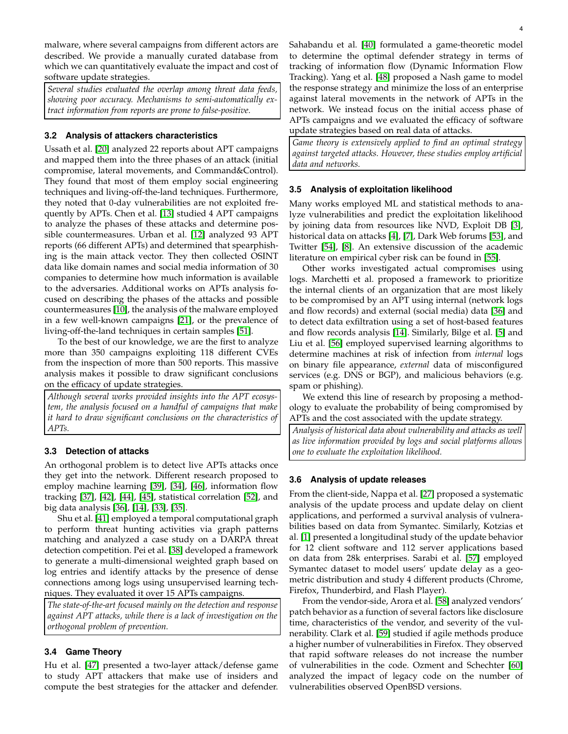malware, where several campaigns from different actors are described. We provide a manually curated database from which we can quantitatively evaluate the impact and cost of software update strategies.

*Several studies evaluated the overlap among threat data feeds, showing poor accuracy. Mechanisms to semi-automatically extract information from reports are prone to false-positive.*

### 3.2 Analysis of attackers characteristics

Ussath et al. [20] analyzed 22 reports about APT campaigns and mapped them into the three phases of an attack (initial compromise, lateral movements, and Command&Control). They found that most of them employ social engineering techniques and living-off-the-land techniques. Furthermore, they noted that 0-day vulnerabilities are not exploited frequently by APTs. Chen et al. [13] studied 4 APT campaigns to analyze the phases of these attacks and determine possible countermeasures. Urban et al. [12] analyzed 93 APT reports (66 different APTs) and determined that spearphishing is the main attack vector. They then collected OSINT data like domain names and social media information of 30 companies to determine how much information is available to the adversaries. Additional works on APTs analysis focused on describing the phases of the attacks and possible countermeasures [10], the analysis of the malware employed in a few well-known campaigns [21], or the prevalence of living-off-the-land techniques in certain samples [51].

To the best of our knowledge, we are the first to analyze more than 350 campaigns exploiting 118 different CVEs from the inspection of more than 500 reports. This massive analysis makes it possible to draw significant conclusions on the efficacy of update strategies.

*Although several works provided insights into the APT ecosystem, the analysis focused on a handful of campaigns that make it hard to draw significant conclusions on the characteristics of APTs.*

### 3.3 Detection of attacks

An orthogonal problem is to detect live APTs attacks once they get into the network. Different research proposed to employ machine learning [39], [34], [46], information flow tracking [37], [42], [44], [45], statistical correlation [52], and big data analysis [36], [14], [33], [35].

Shu et al. [41] employed a temporal computational graph to perform threat hunting activities via graph patterns matching and analyzed a case study on a DARPA threat detection competition. Pei et al. [38] developed a framework to generate a multi-dimensional weighted graph based on log entries and identify attacks by the presence of dense connections among logs using unsupervised learning techniques. They evaluated it over 15 APTs campaigns.

*The state-of-the-art focused mainly on the detection and response against APT attacks, while there is a lack of investigation on the orthogonal problem of prevention.*

### 3.4 Game Theory

Hu et al. [47] presented a two-layer attack/defense game to study APT attackers that make use of insiders and compute the best strategies for the attacker and defender. Sahabandu et al. [40] formulated a game-theoretic model to determine the optimal defender strategy in terms of tracking of information flow (Dynamic Information Flow Tracking). Yang et al. [48] proposed a Nash game to model the response strategy and minimize the loss of an enterprise against lateral movements in the network of APTs in the network. We instead focus on the initial access phase of APTs campaigns and we evaluated the efficacy of software update strategies based on real data of attacks.

*Game theory is extensively applied to find an optimal strategy against targeted attacks. However, these studies employ artificial data and networks.*

### 3.5 Analysis of exploitation likelihood

Many works employed ML and statistical methods to analyze vulnerabilities and predict the exploitation likelihood by joining data from resources like NVD, Exploit DB [3], historical data on attacks [4], [7], Dark Web forums [53], and Twitter [54], [8]. An extensive discussion of the academic literature on empirical cyber risk can be found in [55].

Other works investigated actual compromises using logs. Marchetti et al. proposed a framework to prioritize the internal clients of an organization that are most likely to be compromised by an APT using internal (network logs and flow records) and external (social media) data [36] and to detect data exfiltration using a set of host-based features and flow records analysis [14]. Similarly, Bilge et al. [5] and Liu et al. [56] employed supervised learning algorithms to determine machines at risk of infection from *internal* logs on binary file appearance, *external* data of misconfigured services (e.g. DNS or BGP), and malicious behaviors (e.g. spam or phishing).

We extend this line of research by proposing a methodology to evaluate the probability of being compromised by APTs and the cost associated with the update strategy.

*Analysis of historical data about vulnerability and attacks as well as live information provided by logs and social platforms allows one to evaluate the exploitation likelihood.*

### 3.6 Analysis of update releases

From the client-side, Nappa et al. [27] proposed a systematic analysis of the update process and update delay on client applications, and performed a survival analysis of vulnerabilities based on data from Symantec. Similarly, Kotzias et al. [1] presented a longitudinal study of the update behavior for 12 client software and 112 server applications based on data from 28k enterprises. Sarabi et al. [57] employed Symantec dataset to model users' update delay as a geometric distribution and study 4 different products (Chrome, Firefox, Thunderbird, and Flash Player).

From the vendor-side, Arora et al. [58] analyzed vendors' patch behavior as a function of several factors like disclosure time, characteristics of the vendor, and severity of the vulnerability. Clark et al. [59] studied if agile methods produce a higher number of vulnerabilities in Firefox. They observed that rapid software releases do not increase the number of vulnerabilities in the code. Ozment and Schechter [60] analyzed the impact of legacy code on the number of vulnerabilities observed OpenBSD versions.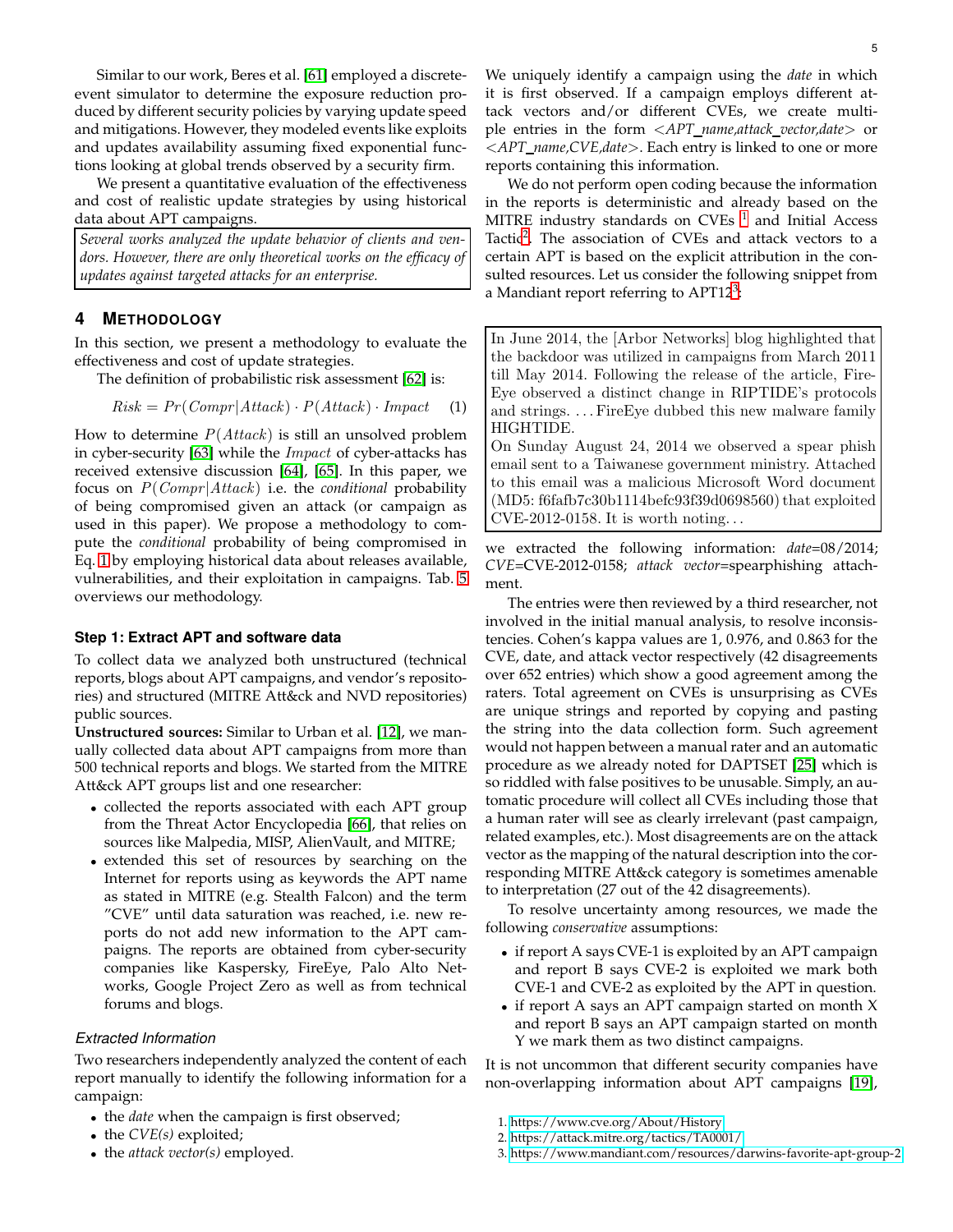Similar to our work, Beres et al. [61] employed a discrete-event simulator to determine the exposure reduction produced by different security policies by varying update speed and mitigations. However, they modeled events like exploits and updates availability assuming fixed exponential functions looking at global trends observed by a security firm.

We present a quantitative evaluation of the effectiveness and cost of realistic update strategies by using historical data about APT campaigns.

> *Several works analyzed the update behavior of clients and vendors. However, there are only theoretical works on the efficacy of updates against targeted attacks for an enterprise.*

## 4 Methodology

In this section, we present a methodology to evaluate the effectiveness and cost of update strategies.

The definition of probabilistic risk assessment [62] is:

$$Risk = Pr(Compr|Attack) \cdot P(Attack) \cdot Impact \quad (1)$$

How to determine $P(Attack)$ is still an unsolved problem in cyber-security [63] while the $Impact$ of cyber-attacks has received extensive discussion [64], [65]. In this paper, we focus on $P(Compr|Attack)$ i.e. the *conditional* probability of being compromised given an attack (or campaign as used in this paper). We propose a methodology to compute the *conditional* probability of being compromised in Eq. 1 by employing historical data about releases available, vulnerabilities, and their exploitation in campaigns. Tab. 5 overviews our methodology.

### Step 1: Extract APT and software data

To collect data we analyzed both unstructured (technical reports, blogs about APT campaigns, and vendor's repositories) and structured (MITRE Att&ck and NVD repositories) public sources.

**Unstructured sources:** Similar to Urban et al. [12], we manually collected data about APT campaigns from more than 500 technical reports and blogs. We started from the MITRE Att&ck APT groups list and one researcher:

- collected the reports associated with each APT group from the Threat Actor Encyclopedia [66], that relies on sources like Malpedia, MISP, AlienVault, and MITRE;
- extended this set of resources by searching on the Internet for reports using as keywords the APT name as stated in MITRE (e.g. Stealth Falcon) and the term "CVE" until data saturation was reached, i.e. new reports do not add new information to the APT campaigns. The reports are obtained from cyber-security companies like Kaspersky, FireEye, Palo Alto Networks, Google Project Zero as well as from technical forums and blogs.

#### *Extracted Information*

Two researchers independently analyzed the content of each report manually to identify the following information for a campaign:

- the *date* when the campaign is first observed;
- the *CVE(s)* exploited;
- the *attack vector(s)* employed.

We uniquely identify a campaign using the *date* in which it is first observed. If a campaign employs different attack vectors and/or different CVEs, we create multiple entries in the form *<APT_name,attack_vector,date>* or *<APT_name,CVE,date>*. Each entry is linked to one or more reports containing this information.

We do not perform open coding because the information in the reports is deterministic and already based on the MITRE industry standards on CVEs [1] and Initial Access Tactic[2]. The association of CVEs and attack vectors to a certain APT is based on the explicit attribution in the consulted resources. Let us consider the following snippet from a Mandiant report referring to APT12[3]:

> In June 2014, the [Arbor Networks] blog highlighted that the backdoor was utilized in campaigns from March 2011 till May 2014. Following the release of the article, FireEye observed a distinct change in RIPTIDE's protocols and strings. . . . FireEye dubbed this new malware family HIGHTIDE.
> On Sunday August 24, 2014 we observed a spear phish email sent to a Taiwanese government ministry. Attached to this email was a malicious Microsoft Word document (MD5: f6fafb7c30b1114befc93f39d0698560) that exploited CVE-2012-0158. It is worth noting. . .

we extracted the following information: *date*=08/2014; *CVE*=CVE-2012-0158; *attack vector*=spearphishing attachment.

The entries were then reviewed by a third researcher, not involved in the initial manual analysis, to resolve inconsistencies. Cohen's kappa values are 1, 0.976, and 0.863 for the CVE, date, and attack vector respectively (42 disagreements over 652 entries) which show a good agreement among the raters. Total agreement on CVEs is unsurprising as CVEs are unique strings and reported by copying and pasting the string into the data collection form. Such agreement would not happen between a manual rater and an automatic procedure as we already noted for DAPTSET [25] which is so riddled with false positives to be unusable. Simply, an automatic procedure will collect all CVEs including those that a human rater will see as clearly irrelevant (past campaign, related examples, etc.). Most disagreements are on the attack vector as the mapping of the natural description into the corresponding MITRE Att&ck category is sometimes amenable to interpretation (27 out of the 42 disagreements).

To resolve uncertainty among resources, we made the following *conservative* assumptions:

- if report A says CVE-1 is exploited by an APT campaign and report B says CVE-2 is exploited we mark both CVE-1 and CVE-2 as exploited by the APT in question.
- if report A says an APT campaign started on month X and report B says an APT campaign started on month Y we mark them as two distinct campaigns.

It is not uncommon that different security companies have non-overlapping information about APT campaigns [19],

1. https://www.cve.org/About/History
2. https://attack.mitre.org/tactics/TA0001/
3. https://www.mandiant.com/resources/darwins-favorite-apt-group-2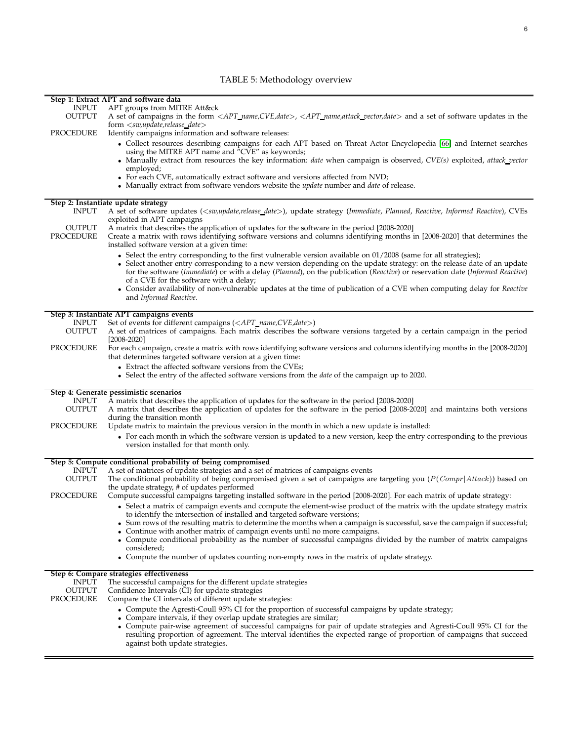TABLE 5: Methodology overview

**Step 1: Extract APT and software data**

INPUT: APT groups from MITRE Att&ck

OUTPUT: A set of campaigns in the form <*APT_name,CVE,date*>, <*APT_name,attack_vector,date*> and a set of software updates in the form <*sw,update,release_date*>

PROCEDURE: Identify campaigns information and software releases:

- Collect resources describing campaigns for each APT based on Threat Actor Encyclopedia [66] and Internet searches using the MITRE APT name and "CVE" as keywords;
- Manually extract from resources the key information: *date* when campaign is observed, *CVE(s)* exploited, *attack_vector* employed;
- For each CVE, automatically extract software and versions affected from NVD;
- Manually extract from software vendors website the *update* number and *date* of release.

**Step 2: Instantiate update strategy**

INPUT: A set of software updates (<*sw,update,release_date*>), update strategy (*Immediate*, *Planned*, *Reactive*, *Informed Reactive*), CVEs exploited in APT campaigns

OUTPUT: A matrix that describes the application of updates for the software in the period [2008-2020]

PROCEDURE: Create a matrix with rows identifying software versions and columns identifying months in [2008-2020] that determines the installed software version at a given time:

- Select the entry corresponding to the first vulnerable version available on 01/2008 (same for all strategies);
- Select another entry corresponding to a new version depending on the update strategy: on the release date of an update for the software (*Immediate*) or with a delay (*Planned*), on the publication (*Reactive*) or reservation date (*Informed Reactive*) of a CVE for the software with a delay;
- Consider availability of non-vulnerable updates at the time of publication of a CVE when computing delay for *Reactive* and *Informed Reactive*.

**Step 3: Instantiate APT campaigns events**

INPUT: Set of events for different campaigns (<*APT_name,CVE,date*>)

OUTPUT: A set of matrices of campaigns. Each matrix describes the software versions targeted by a certain campaign in the period [2008-2020]

PROCEDURE: For each campaign, create a matrix with rows identifying software versions and columns identifying months in the [2008-2020] that determines targeted software version at a given time:

- Extract the affected software versions from the CVEs;
- Select the entry of the affected software versions from the *date* of the campaign up to 2020.

**Step 4: Generate pessimistic scenarios**

INPUT: A matrix that describes the application of updates for the software in the period [2008-2020]

OUTPUT: A matrix that describes the application of updates for the software in the period [2008-2020] and maintains both versions during the transition month

PROCEDURE: Update matrix to maintain the previous version in the month in which a new update is installed:

- For each month in which the software version is updated to a new version, keep the entry corresponding to the previous version installed for that month only.

**Step 5: Compute conditional probability of being compromised**

INPUT: A set of matrices of update strategies and a set of matrices of campaigns events

OUTPUT: The conditional probability of being compromised given a set of campaigns are targeting you ($P(Compr|Attack)$) based on the update strategy, # of updates performed

PROCEDURE: Compute successful campaigns targeting installed software in the period [2008-2020]. For each matrix of update strategy:

- Select a matrix of campaign events and compute the element-wise product of the matrix with the update strategy matrix to identify the intersection of installed and targeted software versions;
- Sum rows of the resulting matrix to determine the months when a campaign is successful, save the campaign if successful;
- Continue with another matrix of campaign events until no more campaigns.
- Compute conditional probability as the number of successful campaigns divided by the number of matrix campaigns considered;
- Compute the number of updates counting non-empty rows in the matrix of update strategy.

**Step 6: Compare strategies effectiveness**

INPUT: The successful campaigns for the different update strategies

OUTPUT: Confidence Intervals (CI) for update strategies

PROCEDURE: Compare the CI intervals of different update strategies:

- Compute the Agresti-Coull 95% CI for the proportion of successful campaigns by update strategy;
- Compare intervals, if they overlap update strategies are similar;
- Compute pair-wise agreement of successful campaigns for pair of update strategies and Agresti-Coull 95% CI for the resulting proportion of agreement. The interval identifies the expected range of proportion of campaigns that succeed against both update strategies.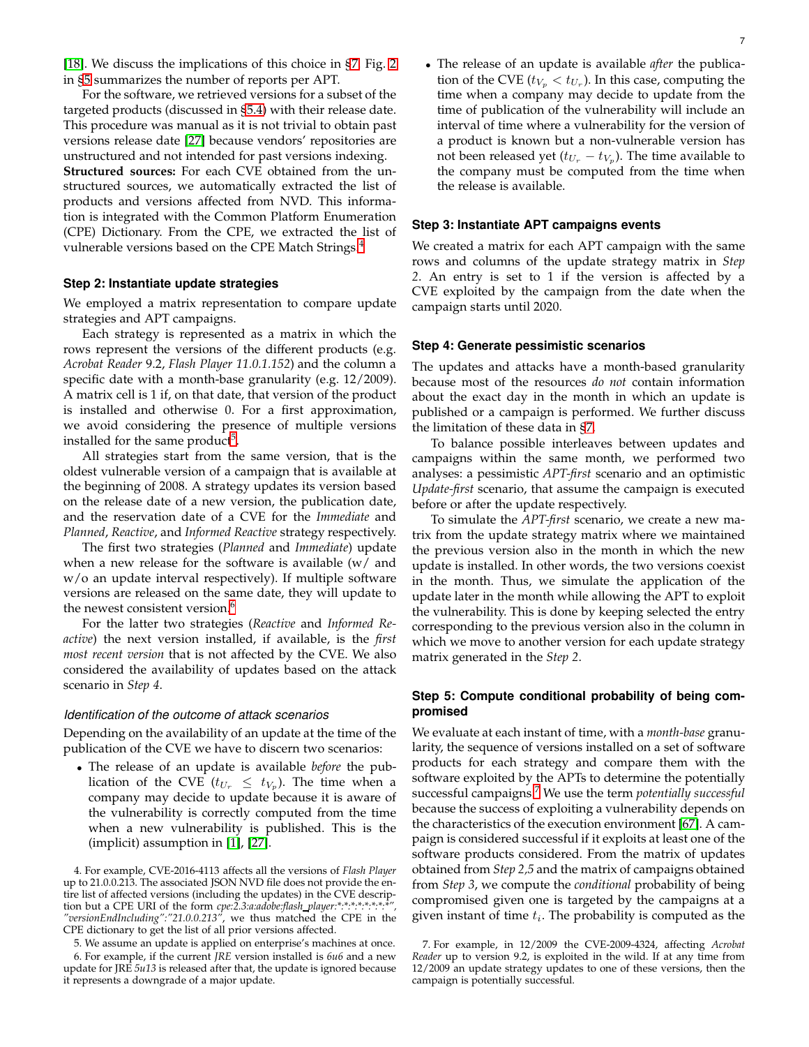[18]. We discuss the implications of this choice in §7. Fig. 2 in §5 summarizes the number of reports per APT.

For the software, we retrieved versions for a subset of the targeted products (discussed in §5.4) with their release date. This procedure was manual as it is not trivial to obtain past versions release date [27] because vendors' repositories are unstructured and not intended for past versions indexing.

**Structured sources:** For each CVE obtained from the unstructured sources, we automatically extracted the list of products and versions affected from NVD. This information is integrated with the Common Platform Enumeration (CPE) Dictionary. From the CPE, we extracted the list of vulnerable versions based on the CPE Match Strings.[4]

### Step 2: Instantiate update strategies

We employed a matrix representation to compare update strategies and APT campaigns.

Each strategy is represented as a matrix in which the rows represent the versions of the different products (e.g. *Acrobat Reader* 9.2, *Flash Player 11.0.1.152*) and the column a specific date with a month-base granularity (e.g. 12/2009). A matrix cell is 1 if, on that date, that version of the product is installed and otherwise 0. For a first approximation, we avoid considering the presence of multiple versions installed for the same product[5].

All strategies start from the same version, that is the oldest vulnerable version of a campaign that is available at the beginning of 2008. A strategy updates its version based on the release date of a new version, the publication date, and the reservation date of a CVE for the *Immediate* and *Planned*, *Reactive*, and *Informed Reactive* strategy respectively.

The first two strategies (*Planned* and *Immediate*) update when a new release for the software is available (w/ and w/o an update interval respectively). If multiple software versions are released on the same date, they will update to the newest consistent version.[6]

For the latter two strategies (*Reactive* and *Informed Reactive*) the next version installed, if available, is the *first most recent version* that is not affected by the CVE. We also considered the availability of updates based on the attack scenario in *Step 4*.

#### *Identification of the outcome of attack scenarios*

Depending on the availability of an update at the time of the publication of the CVE we have to discern two scenarios:

- The release of an update is available *before* the publication of the CVE ($t_{U_r} \leq t_{V_p}$). The time when a company may decide to update because it is aware of the vulnerability is correctly computed from the time when a new vulnerability is published. This is the (implicit) assumption in [1], [27].
- The release of an update is available *after* the publication of the CVE ($t_{V_p} < t_{U_r}$). In this case, computing the time when a company may decide to update from the time of publication of the vulnerability will include an interval of time where a vulnerability for the version of a product is known but a non-vulnerable version has not been released yet ($t_{U_r} - t_{V_p}$). The time available to the company must be computed from the time when the release is available.

### Step 3: Instantiate APT campaigns events

We created a matrix for each APT campaign with the same rows and columns of the update strategy matrix in *Step 2*. An entry is set to 1 if the version is affected by a CVE exploited by the campaign from the date when the campaign starts until 2020.

### Step 4: Generate pessimistic scenarios

The updates and attacks have a month-based granularity because most of the resources *do not* contain information about the exact day in the month in which an update is published or a campaign is performed. We further discuss the limitation of these data in §7.

To balance possible interleaves between updates and campaigns within the same month, we performed two analyses: a pessimistic *APT-first* scenario and an optimistic *Update-first* scenario, that assume the campaign is executed before or after the update respectively.

To simulate the *APT-first* scenario, we create a new matrix from the update strategy matrix where we maintained the previous version also in the month in which the new update is installed. In other words, the two versions coexist in the month. Thus, we simulate the application of the update later in the month while allowing the APT to exploit the vulnerability. This is done by keeping selected the entry corresponding to the previous version also in the column in which we move to another version for each update strategy matrix generated in the *Step 2*.

### Step 5: Compute conditional probability of being compromised

We evaluate at each instant of time, with a *month-base* granularity, the sequence of versions installed on a set of software products for each strategy and compare them with the software exploited by the APTs to determine the potentially successful campaigns.[7] We use the term *potentially successful* because the success of exploiting a vulnerability depends on the characteristics of the execution environment [67]. A campaign is considered successful if it exploits at least one of the software products considered. From the matrix of updates obtained from *Step 2,5* and the matrix of campaigns obtained from *Step 3*, we compute the *conditional* probability of being compromised given one is targeted by the campaigns at a given instant of time $t_i$. The probability is computed as the

4. For example, CVE-2016-4113 affects all the versions of *Flash Player* up to 21.0.0.213. The associated JSON NVD file does not provide the entire list of affected versions (including the updates) in the CVE description but a CPE URI of the form *cpe:2.3:a:adobe:flash_player:\*:\*:\*:\*:\*:\*:\*:\*"*, *"versionEndIncluding":"21.0.0.213"*, we thus matched the CPE in the CPE dictionary to get the list of all prior versions affected.

5. We assume an update is applied on enterprise's machines at once.

6. For example, if the current *JRE* version installed is *6u6* and a new update for JRE *5u13* is released after that, the update is ignored because it represents a downgrade of a major update.

7. For example, in 12/2009 the CVE-2009-4324, affecting *Acrobat Reader* up to version 9.2, is exploited in the wild. If at any time from 12/2009 an update strategy updates to one of these versions, then the campaign is potentially successful.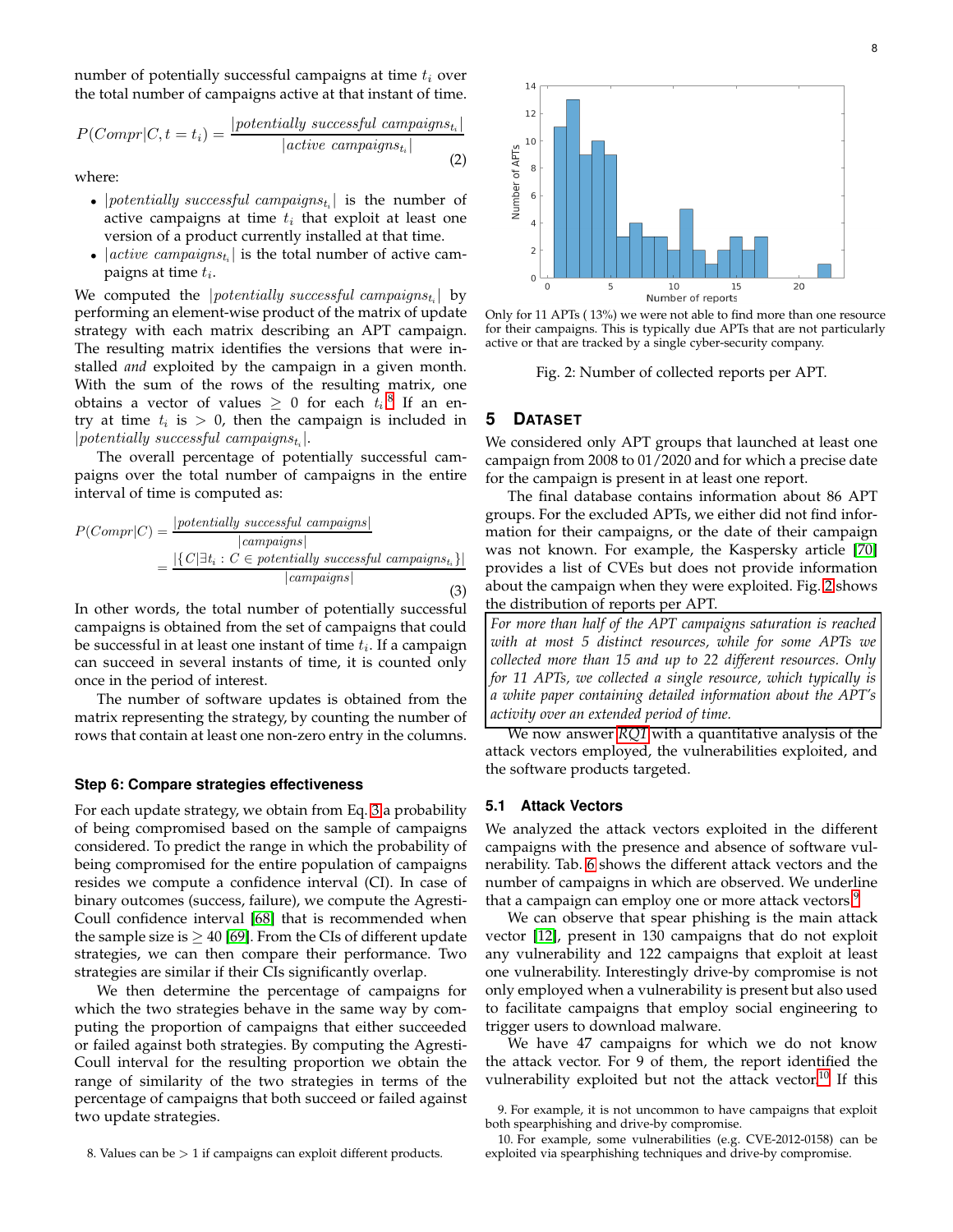number of potentially successful campaigns at time $t_i$ over the total number of campaigns active at that instant of time.

$$P(Compr|C, t = t_i) = \frac{|potentially\ successful\ campaigns_{t_i}|}{|active\ campaigns_{t_i}|} \tag{2}$$

where:

- $|potentially\ successful\ campaigns_{t_i}|$ is the number of active campaigns at time $t_i$ that exploit at least one version of a product currently installed at that time.
- $|active\ campaigns_{t_i}|$ is the total number of active campaigns at time $t_i$.

We computed the $|potentially\ successful\ campaigns_{t_i}|$ by performing an element-wise product of the matrix of update strategy with each matrix describing an APT campaign. The resulting matrix identifies the versions that were installed *and* exploited by the campaign in a given month. With the sum of the rows of the resulting matrix, one obtains a vector of values $\geq 0$ for each $t_i$.[8] If an entry at time $t_i$ is $> 0$, then the campaign is included in $|potentially\ successful\ campaigns_{t_i}|$.

The overall percentage of potentially successful campaigns over the total number of campaigns in the entire interval of time is computed as:

$$\begin{aligned} P(Compr|C) &= \frac{|potentially\ successful\ campaigns|}{|campaigns|} \\ &= \frac{|\{C | \exists t_i : C \in potentially\ successful\ campaigns_{t_i}\}|}{|campaigns|} \end{aligned} \tag{3}$$

In other words, the total number of potentially successful campaigns is obtained from the set of campaigns that could be successful in at least one instant of time $t_i$. If a campaign can succeed in several instants of time, it is counted only once in the period of interest.

The number of software updates is obtained from the matrix representing the strategy, by counting the number of rows that contain at least one non-zero entry in the columns.

### Step 6: Compare strategies effectiveness

For each update strategy, we obtain from Eq. 3 a probability of being compromised based on the sample of campaigns considered. To predict the range in which the probability of being compromised for the entire population of campaigns resides we compute a confidence interval (CI). In case of binary outcomes (success, failure), we compute the Agresti-Coull confidence interval [68] that is recommended when the sample size is $\geq 40$ [69]. From the CIs of different update strategies, we can then compare their performance. Two strategies are similar if their CIs significantly overlap.

We then determine the percentage of campaigns for which the two strategies behave in the same way by computing the proportion of campaigns that either succeeded or failed against both strategies. By computing the Agresti-Coull interval for the resulting proportion we obtain the range of similarity of the two strategies in terms of the percentage of campaigns that both succeed or failed against two update strategies.

8. Values can be $> 1$ if campaigns can exploit different products.

Only for 11 APTs ( 13%) we were not able to find more than one resource for their campaigns. This is typically due APTs that are not particularly active or that are tracked by a single cyber-security company.

Fig. 2: Number of collected reports per APT.

## 5 Dataset

We considered only APT groups that launched at least one campaign from 2008 to 01/2020 and for which a precise date for the campaign is present in at least one report.

The final database contains information about 86 APT groups. For the excluded APTs, we either did not find information for their campaigns, or the date of their campaign was not known. For example, the Kaspersky article [70] provides a list of CVEs but does not provide information about the campaign when they were exploited. Fig. 2 shows the distribution of reports per APT.

*For more than half of the APT campaigns saturation is reached with at most 5 distinct resources, while for some APTs we collected more than 15 and up to 22 different resources. Only for 11 APTs, we collected a single resource, which typically is a white paper containing detailed information about the APT's activity over an extended period of time.*

We now answer *RQ1* with a quantitative analysis of the attack vectors employed, the vulnerabilities exploited, and the software products targeted.

### 5.1 Attack Vectors

We analyzed the attack vectors exploited in the different campaigns with the presence and absence of software vulnerability. Tab. 6 shows the different attack vectors and the number of campaigns in which are observed. We underline that a campaign can employ one or more attack vectors.[9]

We can observe that spear phishing is the main attack vector [12], present in 130 campaigns that do not exploit any vulnerability and 122 campaigns that exploit at least one vulnerability. Interestingly drive-by compromise is not only employed when a vulnerability is present but also used to facilitate campaigns that employ social engineering to trigger users to download malware.

We have 47 campaigns for which we do not know the attack vector. For 9 of them, the report identified the vulnerability exploited but not the attack vector.[10] If this

9. For example, it is not uncommon to have campaigns that exploit both spearphishing and drive-by compromise.

10. For example, some vulnerabilities (e.g. CVE-2012-0158) can be exploited via spearphishing techniques and drive-by compromise.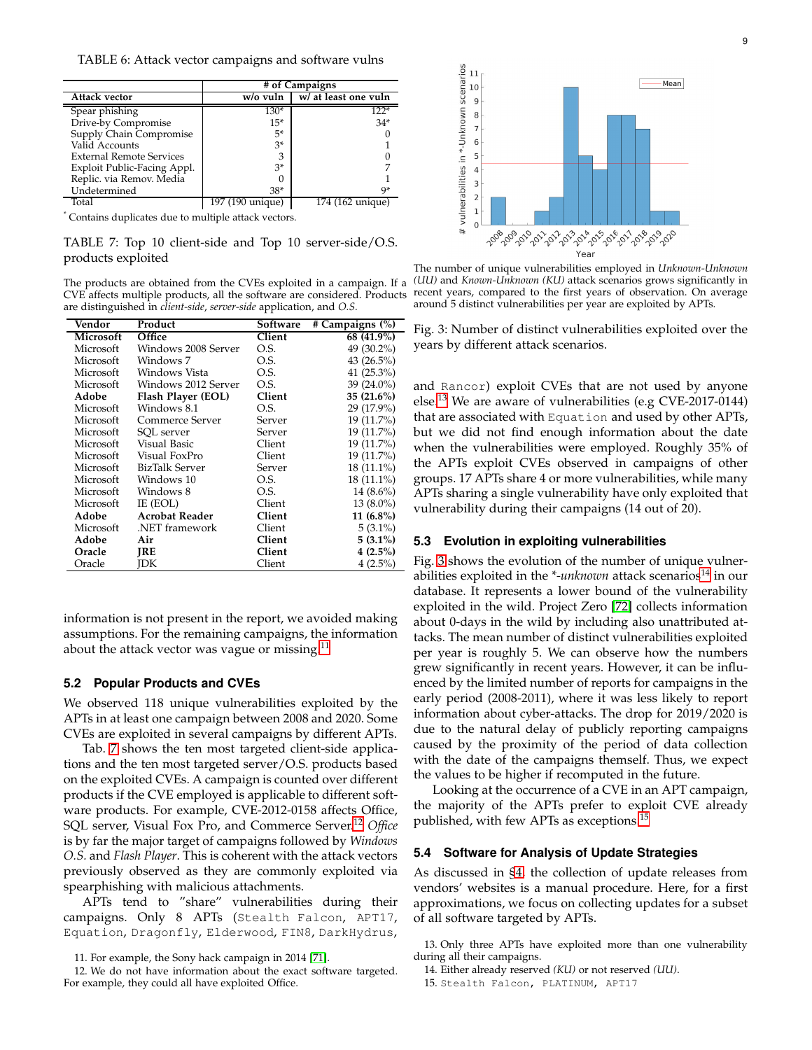TABLE 6: Attack vector campaigns and software vulns

| Attack vector | # of Campaigns | |
|---|---|---|
| | w/o vuln | w/ at least one vuln |
| Spear phishing | 130* | 122* |
| Drive-by Compromise | 15* | 34* |
| Supply Chain Compromise | 5* | 0 |
| Valid Accounts | 3* | 1 |
| External Remote Services | 3 | 0 |
| Exploit Public-Facing Appl. | 3* | 7 |
| Replic. via Remov. Media | 0 | 1 |
| Undetermined | 38* | 9* |
| Total | 197 (190 unique) | 174 (162 unique) |

\* Contains duplicates due to multiple attack vectors.

TABLE 7: Top 10 client-side and Top 10 server-side/O.S. products exploited

The products are obtained from the CVEs exploited in a campaign. If a CVE affects multiple products, all the software are considered. Products are distinguished in *client-side*, *server-side* application, and *O.S.*

| Vendor | Product | Software | # Campaigns (%) |
|---|---|---|---|
| **Microsoft** | **Office** | **Client** | **68 (41.9%)** |
| Microsoft | Windows 2008 Server | O.S. | 49 (30.2%) |
| Microsoft | Windows 7 | O.S. | 43 (26.5%) |
| Microsoft | Windows Vista | O.S. | 41 (25.3%) |
| Microsoft | Windows 2012 Server | O.S. | 39 (24.0%) |
| **Adobe** | **Flash Player (EOL)** | **Client** | **35 (21.6%)** |
| Microsoft | Windows 8.1 | O.S. | 29 (17.9%) |
| Microsoft | Commerce Server | Server | 19 (11.7%) |
| Microsoft | SQL server | Server | 19 (11.7%) |
| Microsoft | Visual Basic | Client | 19 (11.7%) |
| Microsoft | Visual FoxPro | Client | 19 (11.7%) |
| Microsoft | BizTalk Server | Server | 18 (11.1%) |
| Microsoft | Windows 10 | O.S. | 18 (11.1%) |
| Microsoft | Windows 8 | O.S. | 14 (8.6%) |
| Microsoft | IE (EOL) | Client | 13 (8.0%) |
| **Adobe** | **Acrobat Reader** | **Client** | **11 (6.8%)** |
| Microsoft | .NET framework | Client | 5 (3.1%) |
| **Adobe** | **Air** | **Client** | **5 (3.1%)** |
| **Oracle** | **JRE** | **Client** | **4 (2.5%)** |
| Oracle | JDK | Client | 4 (2.5%) |

information is not present in the report, we avoided making assumptions. For the remaining campaigns, the information about the attack vector was vague or missing.[11]

### 5.2 Popular Products and CVEs

We observed 118 unique vulnerabilities exploited by the APTs in at least one campaign between 2008 and 2020. Some CVEs are exploited in several campaigns by different APTs.

Tab. 7 shows the ten most targeted client-side applications and the ten most targeted server/O.S. products based on the exploited CVEs. A campaign is counted over different products if the CVE employed is applicable to different software products. For example, CVE-2012-0158 affects Office, SQL server, Visual Fox Pro, and Commerce Server.[12] *Office* is by far the major target of campaigns followed by *Windows O.S.* and *Flash Player*. This is coherent with the attack vectors previously observed as they are commonly exploited via spearphishing with malicious attachments.

APTs tend to "share" vulnerabilities during their campaigns. Only 8 APTs (`Stealth Falcon`, `APT17`, `Equation`, `Dragonfly`, `Elderwood`, `FIN8`, `DarkHydrus`, and `Rancor`) exploit CVEs that are not used by anyone else.[13] We are aware of vulnerabilities (e.g CVE-2017-0144) that are associated with `Equation` and used by other APTs, but we did not find enough information about the date when the vulnerabilities were employed. Roughly 35% of the APTs exploit CVEs observed in campaigns of other groups. 17 APTs share 4 or more vulnerabilities, while many APTs sharing a single vulnerability have only exploited that vulnerability during their campaigns (14 out of 20).

The number of unique vulnerabilities employed in *Unknown-Unknown (UU)* and *Known-Unknown (KU)* attack scenarios grows significantly in recent years, compared to the first years of observation. On average around 5 distinct vulnerabilities per year are exploited by APTs.

Fig. 3: Number of distinct vulnerabilities exploited over the years by different attack scenarios.

### 5.3 Evolution in exploiting vulnerabilities

Fig. 3 shows the evolution of the number of unique vulnerabilities exploited in the *\*-unknown* attack scenarios[14] in our database. It represents a lower bound of the vulnerability exploited in the wild. Project Zero [72] collects information about 0-days in the wild by including also unattributed attacks. The mean number of distinct vulnerabilities exploited per year is roughly 5. We can observe how the numbers grew significantly in recent years. However, it can be influenced by the limited number of reports for campaigns in the early period (2008-2011), where it was less likely to report information about cyber-attacks. The drop for 2019/2020 is due to the natural delay of publicly reporting campaigns caused by the proximity of the period of data collection with the date of the campaigns themself. Thus, we expect the values to be higher if recomputed in the future.

Looking at the occurrence of a CVE in an APT campaign, the majority of the APTs prefer to exploit CVE already published, with few APTs as exceptions.[15]

### 5.4 Software for Analysis of Update Strategies

As discussed in §4, the collection of update releases from vendors' websites is a manual procedure. Here, for a first approximations, we focus on collecting updates for a subset of all software targeted by APTs.

11. For example, the Sony hack campaign in 2014 [71].

12. We do not have information about the exact software targeted. For example, they could all have exploited Office.

13. Only three APTs have exploited more than one vulnerability during all their campaigns.

14. Either already reserved *(KU)* or not reserved *(UU)*.

15. `Stealth Falcon`, `PLATINUM`, `APT17`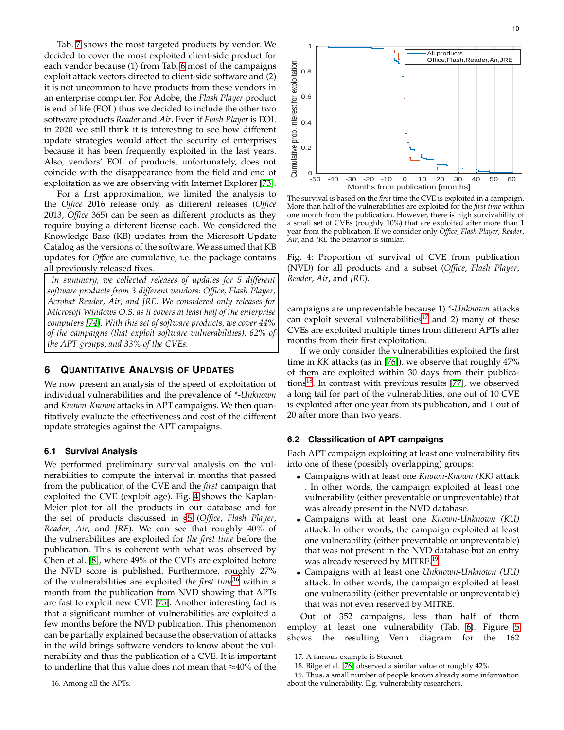Tab. 7 shows the most targeted products by vendor. We decided to cover the most exploited client-side product for each vendor because (1) from Tab. 6 most of the campaigns exploit attack vectors directed to client-side software and (2) it is not uncommon to have products from these vendors in an enterprise computer. For Adobe, the *Flash Player* product is end of life (EOL) thus we decided to include the other two software products *Reader* and *Air*. Even if *Flash Player* is EOL in 2020 we still think it is interesting to see how different update strategies would affect the security of enterprises because it has been frequently exploited in the last years. Also, vendors' EOL of products, unfortunately, does not coincide with the disappearance from the field and end of exploitation as we are observing with Internet Explorer [73].

For a first approximation, we limited the analysis to the *Office* 2016 release only, as different releases (*Office* 2013, *Office* 365) can be seen as different products as they require buying a different license each. We considered the Knowledge Base (KB) updates from the Microsoft Update Catalog as the versions of the software. We assumed that KB updates for *Office* are cumulative, i.e. the package contains all previously released fixes.

*In summary, we collected releases of updates for 5 different software products from 3 different vendors: Office, Flash Player, Acrobat Reader, Air, and JRE. We considered only releases for Microsoft Windows O.S. as it covers at least half of the enterprise computers [74]. With this set of software products, we cover 44% of the campaigns (that exploit software vulnerabilities), 62% of the APT groups, and 33% of the CVEs.*

## 6 Quantitative Analysis of Updates

We now present an analysis of the speed of exploitation of individual vulnerabilities and the prevalence of *\*-Unknown* and *Known-Known* attacks in APT campaigns. We then quantitatively evaluate the effectiveness and cost of the different update strategies against the APT campaigns.

### 6.1 Survival Analysis

We performed preliminary survival analysis on the vulnerabilities to compute the interval in months that passed from the publication of the CVE and the *first* campaign that exploited the CVE (exploit age). Fig. 4 shows the Kaplan-Meier plot for all the products in our database and for the set of products discussed in §5 (*Office*, *Flash Player*, *Reader*, *Air*, and *JRE*). We can see that roughly 40% of the vulnerabilities are exploited for *the first time* before the publication. This is coherent with what was observed by Chen et al. [8], where 49% of the CVEs are exploited before the NVD score is published. Furthermore, roughly 27% of the vulnerabilities are exploited *the first time*[16] within a month from the publication from NVD showing that APTs are fast to exploit new CVE [75]. Another interesting fact is that a significant number of vulnerabilities are exploited a few months before the NVD publication. This phenomenon can be partially explained because the observation of attacks in the wild brings software vendors to know about the vulnerability and thus the publication of a CVE. It is important to underline that this value does not mean that ≈40% of the campaigns are unpreventable because 1) *\*-Unknown* attacks can exploit several vulnerabilities[17] and 2) many of these CVEs are exploited multiple times from different APTs after months from their first exploitation.

If we only consider the vulnerabilities exploited the first time in *KK* attacks (as in [76]), we observe that roughly 47% of them are exploited within 30 days from their publications[18]. In contrast with previous results [77], we observed a long tail for part of the vulnerabilities, one out of 10 CVE is exploited after one year from its publication, and 1 out of 20 after more than two years.

The survival is based on the *first* time the CVE is exploited in a campaign. More than half of the vulnerabilities are exploited for the *first time* within one month from the publication. However, there is high survivability of a small set of CVEs (roughly 10%) that are exploited after more than 1 year from the publication. If we consider only *Office*, *Flash Player*, *Reader*, *Air*, and *JRE* the behavior is similar.

Fig. 4: Proportion of survival of CVE from publication (NVD) for all products and a subset (*Office*, *Flash Player*, *Reader*, *Air*, and *JRE*).

### 6.2 Classification of APT campaigns

Each APT campaign exploiting at least one vulnerability fits into one of these (possibly overlapping) groups:

- Campaigns with at least one *Known-Known (KK)* attack . In other words, the campaign exploited at least one vulnerability (either preventable or unpreventable) that was already present in our NVD database.
- Campaigns with at least one *Known-Unknown (KU)* attack. In other words, the campaign exploited at least one vulnerability (either preventable or unpreventable) that was not present in the NVD database but an entry was already reserved by MITRE.[19]
- Campaigns with at least one *Unknown-Unknown (UU)* attack. In other words, the campaign exploited at least one vulnerability (either preventable or unpreventable) that was not even reserved by MITRE.

Out of 352 campaigns, less than half of them employ at least one vulnerability (Tab. 6). Figure 5 shows the resulting Venn diagram for the 162

16. Among all the APTs.

17. A famous example is Stuxnet.

18. Bilge et al. [76] observed a similar value of roughly 42%

19. Thus, a small number of people known already some information about the vulnerability. E.g. vulnerability researchers.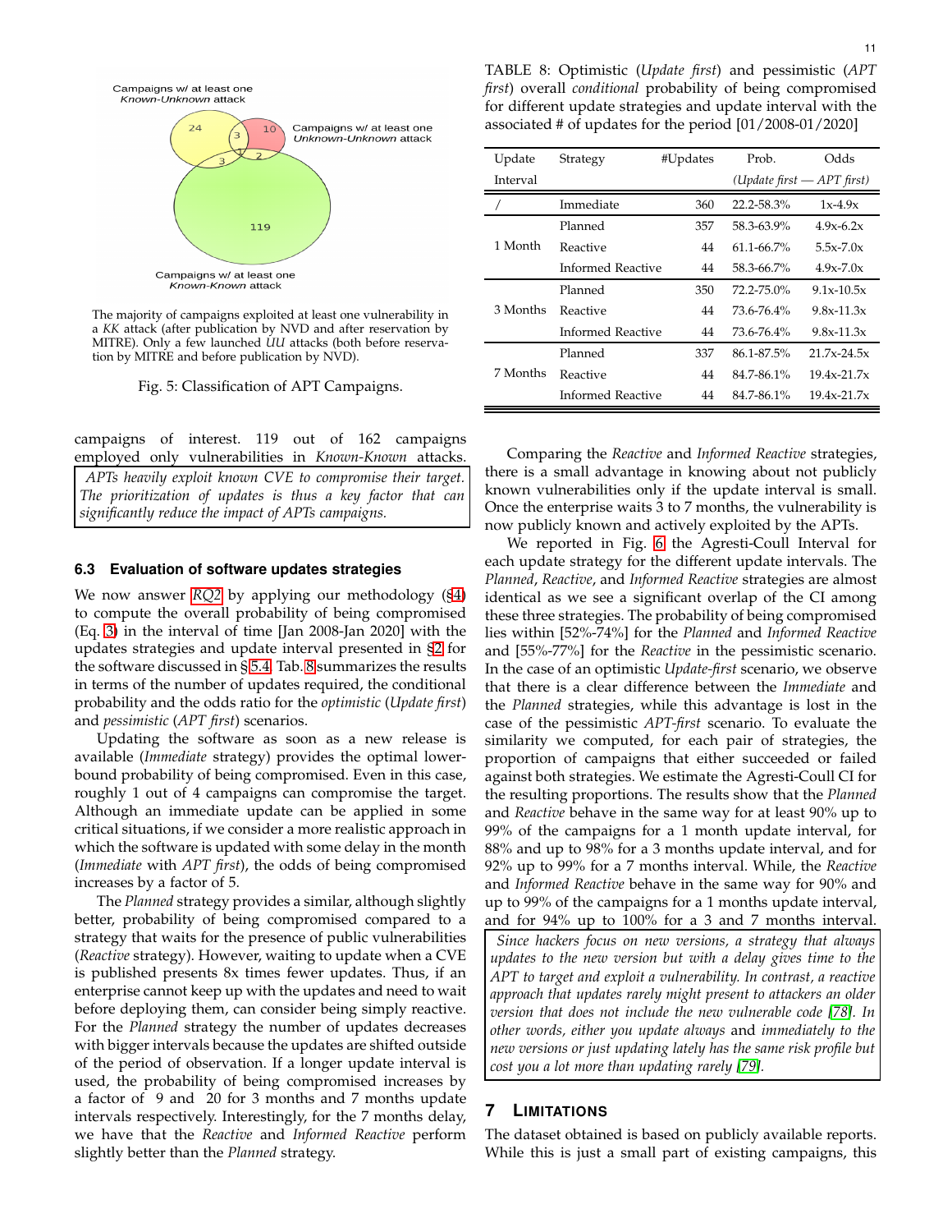Campaigns w/ at least one *Known-Unknown* attack

Campaigns w/ at least one *Unknown-Unknown* attack

Campaigns w/ at least one *Known-Known* attack

The majority of campaigns exploited at least one vulnerability in a *KK* attack (after publication by NVD and after reservation by MITRE). Only a few launched *UU* attacks (both before reservation by MITRE and before publication by NVD).

Fig. 5: Classification of APT Campaigns.

campaigns of interest. 119 out of 162 campaigns employed only vulnerabilities in *Known-Known* attacks.

> *APTs heavily exploit known CVE to compromise their target. The prioritization of updates is thus a key factor that can significantly reduce the impact of APTs campaigns.*

### 6.3 Evaluation of software updates strategies

We now answer *RQ2* by applying our methodology (§4) to compute the overall probability of being compromised (Eq. 3) in the interval of time [Jan 2008-Jan 2020] with the updates strategies and update interval presented in §2 for the software discussed in §5.4. Tab. 8 summarizes the results in terms of the number of updates required, the conditional probability and the odds ratio for the *optimistic* (*Update first*) and *pessimistic* (*APT first*) scenarios.

Updating the software as soon as a new release is available (*Immediate* strategy) provides the optimal lower-bound probability of being compromised. Even in this case, roughly 1 out of 4 campaigns can compromise the target. Although an immediate update can be applied in some critical situations, if we consider a more realistic approach in which the software is updated with some delay in the month (*Immediate* with *APT first*), the odds of being compromised increases by a factor of 5.

The *Planned* strategy provides a similar, although slightly better, probability of being compromised compared to a strategy that waits for the presence of public vulnerabilities (*Reactive* strategy). However, waiting to update when a CVE is published presents 8x times fewer updates. Thus, if an enterprise cannot keep up with the updates and need to wait before deploying them, can consider being simply reactive. For the *Planned* strategy the number of updates decreases with bigger intervals because the updates are shifted outside of the period of observation. If a longer update interval is used, the probability of being compromised increases by a factor of 9 and 20 for 3 months and 7 months update intervals respectively. Interestingly, for the 7 months delay, we have that the *Reactive* and *Informed Reactive* perform slightly better than the *Planned* strategy.

TABLE 8: Optimistic (*Update first*) and pessimistic (*APT first*) overall *conditional* probability of being compromised for different update strategies and update interval with the associated # of updates for the period [01/2008-01/2020]

| Update Interval | Strategy | #Updates | Prob. *(Update first — APT first)* | Odds *(Update first — APT first)* |
|---|---|---|---|---|
| / | Immediate | 360 | 22.2-58.3% | 1x-4.9x |
| 1 Month | Planned | 357 | 58.3-63.9% | 4.9x-6.2x |
| | Reactive | 44 | 61.1-66.7% | 5.5x-7.0x |
| | Informed Reactive | 44 | 58.3-66.7% | 4.9x-7.0x |
| 3 Months | Planned | 350 | 72.2-75.0% | 9.1x-10.5x |
| | Reactive | 44 | 73.6-76.4% | 9.8x-11.3x |
| | Informed Reactive | 44 | 73.6-76.4% | 9.8x-11.3x |
| 7 Months | Planned | 337 | 86.1-87.5% | 21.7x-24.5x |
| | Reactive | 44 | 84.7-86.1% | 19.4x-21.7x |
| | Informed Reactive | 44 | 84.7-86.1% | 19.4x-21.7x |

Comparing the *Reactive* and *Informed Reactive* strategies, there is a small advantage in knowing about not publicly known vulnerabilities only if the update interval is small. Once the enterprise waits 3 to 7 months, the vulnerability is now publicly known and actively exploited by the APTs.

We reported in Fig. 6 the Agresti-Coull Interval for each update strategy for the different update intervals. The *Planned*, *Reactive*, and *Informed Reactive* strategies are almost identical as we see a significant overlap of the CI among these three strategies. The probability of being compromised lies within [52%-74%] for the *Planned* and *Informed Reactive* and [55%-77%] for the *Reactive* in the pessimistic scenario. In the case of an optimistic *Update-first* scenario, we observe that there is a clear difference between the *Immediate* and the *Planned* strategies, while this advantage is lost in the case of the pessimistic *APT-first* scenario. To evaluate the similarity we computed, for each pair of strategies, the proportion of campaigns that either succeeded or failed against both strategies. We estimate the Agresti-Coull CI for the resulting proportions. The results show that the *Planned* and *Reactive* behave in the same way for at least 90% up to 99% of the campaigns for a 1 month update interval, for 88% and up to 98% for a 3 months update interval, and for 92% up to 99% for a 7 months interval. While, the *Reactive* and *Informed Reactive* behave in the same way for 90% and up to 99% of the campaigns for a 1 months update interval, and for 94% up to 100% for a 3 and 7 months interval.

> *Since hackers focus on new versions, a strategy that always updates to the new version but with a delay gives time to the APT to target and exploit a vulnerability. In contrast, a reactive approach that updates rarely might present to attackers an older version that does not include the new vulnerable code [78]. In other words, either you update always* and *immediately to the new versions or just updating lately has the same risk profile but cost you a lot more than updating rarely [79].*

## 7 Limitations

The dataset obtained is based on publicly available reports. While this is just a small part of existing campaigns, this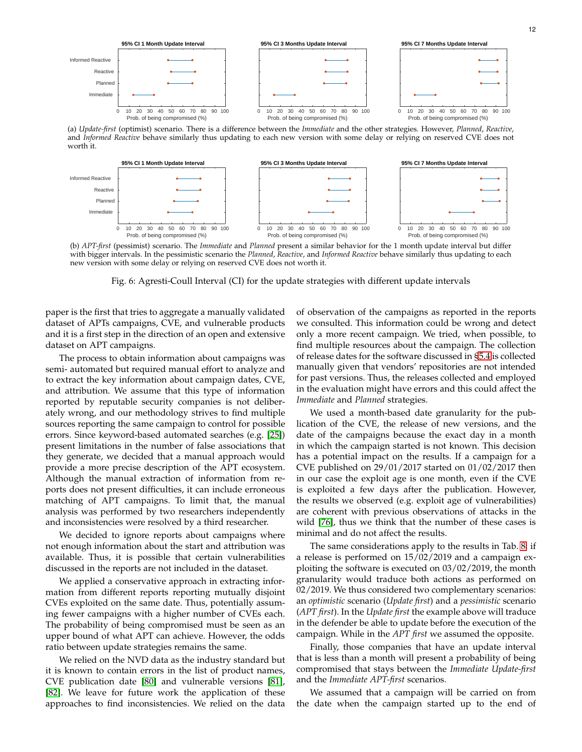(a) *Update-first* (optimist) scenario. There is a difference between the *Immediate* and the other strategies. However, *Planned*, *Reactive*, and *Informed Reactive* behave similarly thus updating to each new version with some delay or relying on reserved CVE does not worth it.

(b) *APT-first* (pessimist) scenario. The *Immediate* and *Planned* present a similar behavior for the 1 month update interval but differ with bigger intervals. In the pessimistic scenario the *Planned*, *Reactive*, and *Informed Reactive* behave similarly thus updating to each new version with some delay or relying on reserved CVE does not worth it.

Fig. 6: Agresti-Coull Interval (CI) for the update strategies with different update intervals

paper is the first that tries to aggregate a manually validated dataset of APTs campaigns, CVE, and vulnerable products and it is a first step in the direction of an open and extensive dataset on APT campaigns.

The process to obtain information about campaigns was semi- automated but required manual effort to analyze and to extract the key information about campaign dates, CVE, and attribution. We assume that this type of information reported by reputable security companies is not deliberately wrong, and our methodology strives to find multiple sources reporting the same campaign to control for possible errors. Since keyword-based automated searches (e.g. [25]) present limitations in the number of false associations that they generate, we decided that a manual approach would provide a more precise description of the APT ecosystem. Although the manual extraction of information from reports does not present difficulties, it can include erroneous matching of APT campaigns. To limit that, the manual analysis was performed by two researchers independently and inconsistencies were resolved by a third researcher.

We decided to ignore reports about campaigns where not enough information about the start and attribution was available. Thus, it is possible that certain vulnerabilities discussed in the reports are not included in the dataset.

We applied a conservative approach in extracting information from different reports reporting mutually disjoint CVEs exploited on the same date. Thus, potentially assuming fewer campaigns with a higher number of CVEs each. The probability of being compromised must be seen as an upper bound of what APT can achieve. However, the odds ratio between update strategies remains the same.

We relied on the NVD data as the industry standard but it is known to contain errors in the list of product names, CVE publication date [80] and vulnerable versions [81], [82]. We leave for future work the application of these approaches to find inconsistencies. We relied on the data of observation of the campaigns as reported in the reports we consulted. This information could be wrong and detect only a more recent campaign. We tried, when possible, to find multiple resources about the campaign. The collection of release dates for the software discussed in §5.4 is collected manually given that vendors' repositories are not intended for past versions. Thus, the releases collected and employed in the evaluation might have errors and this could affect the *Immediate* and *Planned* strategies.

We used a month-based date granularity for the publication of the CVE, the release of new versions, and the date of the campaigns because the exact day in a month in which the campaign started is not known. This decision has a potential impact on the results. If a campaign for a CVE published on 29/01/2017 started on 01/02/2017 then in our case the exploit age is one month, even if the CVE is exploited a few days after the publication. However, the results we observed (e.g. exploit age of vulnerabilities) are coherent with previous observations of attacks in the wild [76], thus we think that the number of these cases is minimal and do not affect the results.

The same considerations apply to the results in Tab. 8: if a release is performed on 15/02/2019 and a campaign exploiting the software is executed on 03/02/2019, the month granularity would traduce both actions as performed on 02/2019. We thus considered two complementary scenarios: an *optimistic* scenario (*Update first*) and a *pessimistic* scenario (*APT first*). In the *Update first* the example above will traduce in the defender be able to update before the execution of the campaign. While in the *APT first* we assumed the opposite.

Finally, those companies that have an update interval that is less than a month will present a probability of being compromised that stays between the *Immediate Update-first* and the *Immediate APT-first* scenarios.

We assumed that a campaign will be carried on from the date when the campaign started up to the end of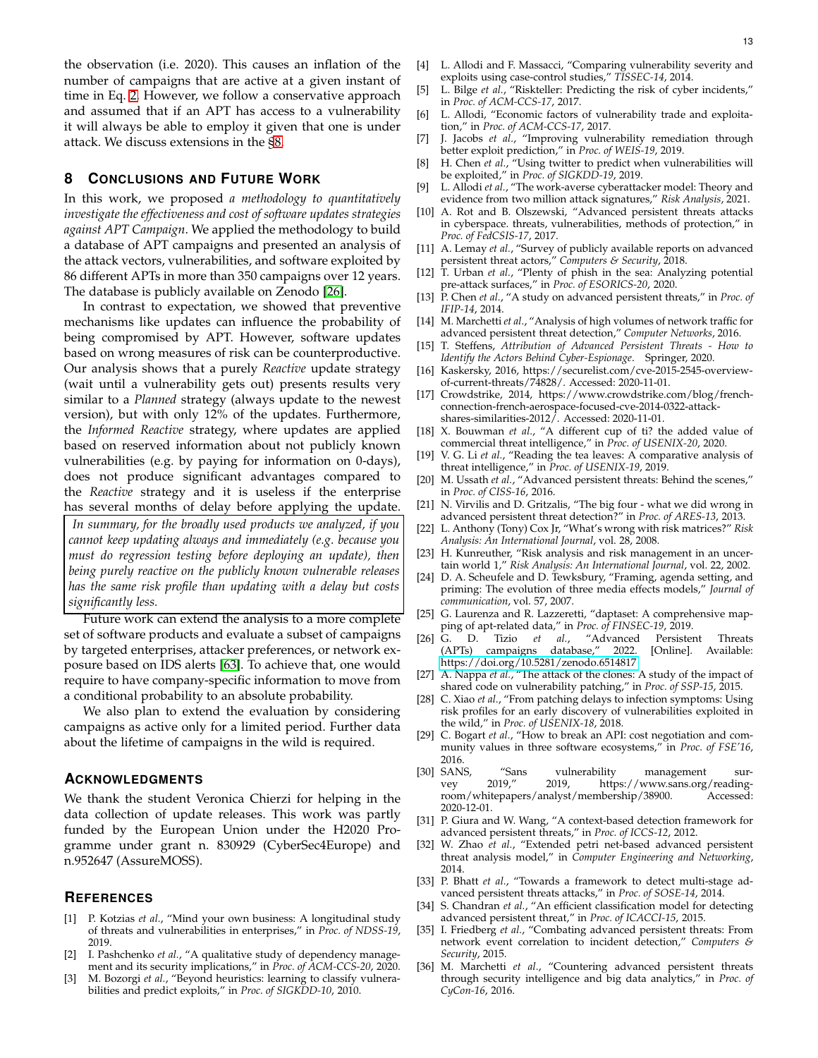the observation (i.e. 2020). This causes an inflation of the number of campaigns that are active at a given instant of time in Eq. 2. However, we follow a conservative approach and assumed that if an APT has access to a vulnerability it will always be able to employ it given that one is under attack. We discuss extensions in the §8.

## 8 Conclusions and Future Work

In this work, we proposed *a methodology to quantitatively investigate the effectiveness and cost of software updates strategies against APT Campaign*. We applied the methodology to build a database of APT campaigns and presented an analysis of the attack vectors, vulnerabilities, and software exploited by 86 different APTs in more than 350 campaigns over 12 years. The database is publicly available on Zenodo [26].

In contrast to expectation, we showed that preventive mechanisms like updates can influence the probability of being compromised by APT. However, software updates based on wrong measures of risk can be counterproductive. Our analysis shows that a purely *Reactive* update strategy (wait until a vulnerability gets out) presents results very similar to a *Planned* strategy (always update to the newest version), but with only 12% of the updates. Furthermore, the *Informed Reactive* strategy, where updates are applied based on reserved information about not publicly known vulnerabilities (e.g. by paying for information on 0-days), does not produce significant advantages compared to the *Reactive* strategy and it is useless if the enterprise has several months of delay before applying the update.

*In summary, for the broadly used products we analyzed, if you cannot keep updating always and immediately (e.g. because you must do regression testing before deploying an update), then being purely reactive on the publicly known vulnerable releases has the same risk profile than updating with a delay but costs significantly less.*

Future work can extend the analysis to a more complete set of software products and evaluate a subset of campaigns by targeted enterprises, attacker preferences, or network exposure based on IDS alerts [63]. To achieve that, one would require to have company-specific information to move from a conditional probability to an absolute probability.

We also plan to extend the evaluation by considering campaigns as active only for a limited period. Further data about the lifetime of campaigns in the wild is required.

## Acknowledgments

We thank the student Veronica Chierzi for helping in the data collection of update releases. This work was partly funded by the European Union under the H2020 Programme under grant n. 830929 (CyberSec4Europe) and n.952647 (AssureMOSS).

## References

[1] P. Kotzias *et al.*, "Mind your own business: A longitudinal study of threats and vulnerabilities in enterprises," in *Proc. of NDSS-19*, 2019.

[2] I. Pashchenko *et al.*, "A qualitative study of dependency management and its security implications," in *Proc. of ACM-CCS-20*, 2020.

[3] M. Bozorgi *et al.*, "Beyond heuristics: learning to classify vulnerabilities and predict exploits," in *Proc. of SIGKDD-10*, 2010.

[4] L. Allodi and F. Massacci, "Comparing vulnerability severity and exploits using case-control studies," *TISSEC-14*, 2014.

[5] L. Bilge *et al.*, "Riskteller: Predicting the risk of cyber incidents," in *Proc. of ACM-CCS-17*, 2017.

[6] L. Allodi, "Economic factors of vulnerability trade and exploitation," in *Proc. of ACM-CCS-17*, 2017.

[7] J. Jacobs *et al.*, "Improving vulnerability remediation through better exploit prediction," in *Proc. of WEIS-19*, 2019.

[8] H. Chen *et al.*, "Using twitter to predict when vulnerabilities will be exploited," in *Proc. of SIGKDD-19*, 2019.

[9] L. Allodi *et al.*, "The work-averse cyberattacker model: Theory and evidence from two million attack signatures," *Risk Analysis*, 2021.

[10] A. Rot and B. Olszewski, "Advanced persistent threats attacks in cyberspace. threats, vulnerabilities, methods of protection," in *Proc. of FedCSIS-17*, 2017.

[11] A. Lemay *et al.*, "Survey of publicly available reports on advanced persistent threat actors," *Computers & Security*, 2018.

[12] T. Urban *et al.*, "Plenty of phish in the sea: Analyzing potential pre-attack surfaces," in *Proc. of ESORICS-20*, 2020.

[13] P. Chen *et al.*, "A study on advanced persistent threats," in *Proc. of IFIP-14*, 2014.

[14] M. Marchetti *et al.*, "Analysis of high volumes of network traffic for advanced persistent threat detection," *Computer Networks*, 2016.

[15] T. Steffens, *Attribution of Advanced Persistent Threats - How to Identify the Actors Behind Cyber-Espionage*. Springer, 2020.

[16] Kaskersky, 2016, https://securelist.com/cve-2015-2545-overview-of-current-threats/74828/. Accessed: 2020-11-01.

[17] Crowdstrike, 2014, https://www.crowdstrike.com/blog/french-connection-french-aerospace-focused-cve-2014-0322-attack-shares-similarities-2012/. Accessed: 2020-11-01.

[18] X. Bouwman *et al.*, "A different cup of ti? the added value of commercial threat intelligence," in *Proc. of USENIX-20*, 2020.

[19] V. G. Li *et al.*, "Reading the tea leaves: A comparative analysis of threat intelligence," in *Proc. of USENIX-19*, 2019.

[20] M. Ussath *et al.*, "Advanced persistent threats: Behind the scenes," in *Proc. of CISS-16*, 2016.

[21] N. Virvilis and D. Gritzalis, "The big four - what we did wrong in advanced persistent threat detection?" in *Proc. of ARES-13*, 2013.

[22] L. Anthony (Tony) Cox Jr, "What's wrong with risk matrices?" *Risk Analysis: An International Journal*, vol. 28, 2008.

[23] H. Kunreuther, "Risk analysis and risk management in an uncertain world 1," *Risk Analysis: An International Journal*, vol. 22, 2002.

[24] D. A. Scheufele and D. Tewksbury, "Framing, agenda setting, and priming: The evolution of three media effects models," *Journal of communication*, vol. 57, 2007.

[25] G. Laurenza and R. Lazzeretti, "daptaset: A comprehensive mapping of apt-related data," in *Proc. of FINSEC-19*, 2019.

[26] G. D. Tizio *et al.*, "Advanced Persistent Threats (APTs) campaigns database," 2022. [Online]. Available: https://doi.org/10.5281/zenodo.6514817

[27] A. Nappa *et al.*, "The attack of the clones: A study of the impact of shared code on vulnerability patching," in *Proc. of SSP-15*, 2015.

[28] C. Xiao *et al.*, "From patching delays to infection symptoms: Using risk profiles for an early discovery of vulnerabilities exploited in the wild," in *Proc. of USENIX-18*, 2018.

[29] C. Bogart *et al.*, "How to break an API: cost negotiation and community values in three software ecosystems," in *Proc. of FSE'16*, 2016.

[30] SANS, "Sans vulnerability management survey 2019," 2019, https://www.sans.org/reading-room/whitepapers/analyst/membership/38900. Accessed: 2020-12-01.

[31] P. Giura and W. Wang, "A context-based detection framework for advanced persistent threats," in *Proc. of ICCS-12*, 2012.

[32] W. Zhao *et al.*, "Extended petri net-based advanced persistent threat analysis model," in *Computer Engineering and Networking*, 2014.

[33] P. Bhatt *et al.*, "Towards a framework to detect multi-stage advanced persistent threats attacks," in *Proc. of SOSE-14*, 2014.

[34] S. Chandran *et al.*, "An efficient classification model for detecting advanced persistent threat," in *Proc. of ICACCI-15*, 2015.

[35] I. Friedberg *et al.*, "Combating advanced persistent threats: From network event correlation to incident detection," *Computers & Security*, 2015.

[36] M. Marchetti *et al.*, "Countering advanced persistent threats through security intelligence and big data analytics," in *Proc. of CyCon-16*, 2016.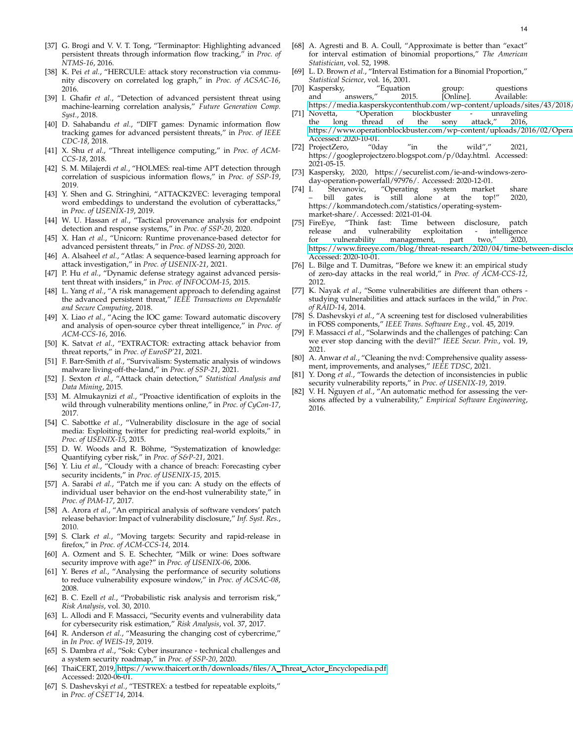[37] G. Brogi and V. V. T. Tong, "Terminaptor: Highlighting advanced persistent threats through information flow tracking," in *Proc. of NTMS-16*, 2016.

[38] K. Pei *et al.*, "HERCULE: attack story reconstruction via community discovery on correlated log graph," in *Proc. of ACSAC-16*, 2016.

[39] I. Ghafir *et al.*, "Detection of advanced persistent threat using machine-learning correlation analysis," *Future Generation Comp. Syst.*, 2018.

[40] D. Sahabandu *et al.*, "DIFT games: Dynamic information flow tracking games for advanced persistent threats," in *Proc. of IEEE CDC-18*, 2018.

[41] X. Shu *et al.*, "Threat intelligence computing," in *Proc. of ACM-CCS-18*, 2018.

[42] S. M. Milajerdi *et al.*, "HOLMES: real-time APT detection through correlation of suspicious information flows," in *Proc. of SSP-19*, 2019.

[43] Y. Shen and G. Stringhini, "ATTACK2VEC: leveraging temporal word embeddings to understand the evolution of cyberattacks," in *Proc. of USENIX-19*, 2019.

[44] W. U. Hassan *et al.*, "Tactical provenance analysis for endpoint detection and response systems," in *Proc. of SSP-20*, 2020.

[45] X. Han *et al.*, "Unicorn: Runtime provenance-based detector for advanced persistent threats," in *Proc. of NDSS-20*, 2020.

[46] A. Alsaheel *et al.*, "Atlas: A sequence-based learning approach for attack investigation," in *Proc. of USENIX-21*, 2021.

[47] P. Hu *et al.*, "Dynamic defense strategy against advanced persistent threat with insiders," in *Proc. of INFOCOM-15*, 2015.

[48] L. Yang *et al.*, "A risk management approach to defending against the advanced persistent threat," *IEEE Transactions on Dependable and Secure Computing*, 2018.

[49] X. Liao *et al.*, "Acing the IOC game: Toward automatic discovery and analysis of open-source cyber threat intelligence," in *Proc. of ACM-CCS-16*, 2016.

[50] K. Satvat *et al.*, "EXTRACTOR: extracting attack behavior from threat reports," in *Proc. of EuroSP'21*, 2021.

[51] F. Barr-Smith *et al.*, "Survivalism: Systematic analysis of windows malware living-off-the-land," in *Proc. of SSP-21*, 2021.

[52] J. Sexton *et al.*, "Attack chain detection," *Statistical Analysis and Data Mining*, 2015.

[53] M. Almukaynizi *et al.*, "Proactive identification of exploits in the wild through vulnerability mentions online," in *Proc. of CyCon-17*, 2017.

[54] C. Sabottke *et al.*, "Vulnerability disclosure in the age of social media: Exploiting twitter for predicting real-world exploits," in *Proc. of USENIX-15*, 2015.

[55] D. W. Woods and R. Böhme, "Systematization of knowledge: Quantifying cyber risk," in *Proc. of S&P-21*, 2021.

[56] Y. Liu *et al.*, "Cloudy with a chance of breach: Forecasting cyber security incidents," in *Proc. of USENIX-15*, 2015.

[57] A. Sarabi *et al.*, "Patch me if you can: A study on the effects of individual user behavior on the end-host vulnerability state," in *Proc. of PAM-17*, 2017.

[58] A. Arora *et al.*, "An empirical analysis of software vendors' patch release behavior: Impact of vulnerability disclosure," *Inf. Syst. Res.*, 2010.

[59] S. Clark *et al.*, "Moving targets: Security and rapid-release in firefox," in *Proc. of ACM-CCS-14*, 2014.

[60] A. Ozment and S. E. Schechter, "Milk or wine: Does software security improve with age?" in *Proc. of USENIX-06*, 2006.

[61] Y. Beres *et al.*, "Analysing the performance of security solutions to reduce vulnerability exposure window," in *Proc. of ACSAC-08*, 2008.

[62] B. C. Ezell *et al.*, "Probabilistic risk analysis and terrorism risk," *Risk Analysis*, vol. 30, 2010.

[63] L. Allodi and F. Massacci, "Security events and vulnerability data for cybersecurity risk estimation," *Risk Analysis*, vol. 37, 2017.

[64] R. Anderson *et al.*, "Measuring the changing cost of cybercrime," in *In Proc. of WEIS-19*, 2019.

[65] S. Dambra *et al.*, "Sok: Cyber insurance - technical challenges and a system security roadmap," in *Proc. of SSP-20*, 2020.

[66] ThaiCERT, 2019, https://www.thaicert.or.th/downloads/files/A_Threat_Actor_Encyclopedia.pdf Accessed: 2020-06-01.

[67] S. Dashevskyi *et al.*, "TESTREX: a testbed for repeatable exploits," in *Proc. of CSET'14*, 2014.

[68] A. Agresti and B. A. Coull, "Approximate is better than "exact" for interval estimation of binomial proportions," *The American Statistician*, vol. 52, 1998.

[69] L. D. Brown *et al.*, "Interval Estimation for a Binomial Proportion," *Statistical Science*, vol. 16, 2001.

[70] Kaspersky, "Equation group: questions and answers," 2015. [Online]. Available: https://media.kasperskycontenthub.com/wp-content/uploads/sites/43/2018/

[71] Novetta, "Operation blockbuster - unraveling the long thread of the sony attack," 2016, https://www.operationblockbuster.com/wp-content/uploads/2016/02/Opera Accessed: 2020-10-01.

[72] ProjectZero, "0day "in the wild"," 2021, https://googleprojectzero.blogspot.com/p/0day.html. Accessed: 2021-05-15.

[73] Kaspersky, 2020, https://securelist.com/ie-and-windows-zero-day-operation-powerfall/97976/. Accessed: 2020-12-01.

[74] I. Stevanovic, "Operating system market share – bill gates is still alone at the top!" 2020, https://kommandotech.com/statistics/operating-system-market-share/. Accessed: 2021-01-04.

[75] FireEye, "Think fast: Time between disclosure, patch release and vulnerability exploitation - intelligence for vulnerability management, part two," 2020, https://www.fireeye.com/blog/threat-research/2020/04/time-between-disclo Accessed: 2020-10-01.

[76] L. Bilge and T. Dumitras, "Before we knew it: an empirical study of zero-day attacks in the real world," in *Proc. of ACM-CCS-12*, 2012.

[77] K. Nayak *et al.*, "Some vulnerabilities are different than others - studying vulnerabilities and attack surfaces in the wild," in *Proc. of RAID-14*, 2014.

[78] S. Dashevskyi *et al.*, "A screening test for disclosed vulnerabilities in FOSS components," *IEEE Trans. Software Eng.*, vol. 45, 2019.

[79] F. Massacci *et al.*, "Solarwinds and the challenges of patching: Can we ever stop dancing with the devil?" *IEEE Secur. Priv.*, vol. 19, 2021.

[80] A. Anwar *et al.*, "Cleaning the nvd: Comprehensive quality assessment, improvements, and analyses," *IEEE TDSC*, 2021.

[81] Y. Dong *et al.*, "Towards the detection of inconsistencies in public security vulnerability reports," in *Proc. of USENIX-19*, 2019.

[82] V. H. Nguyen *et al.*, "An automatic method for assessing the versions affected by a vulnerability," *Empirical Software Engineering*, 2016.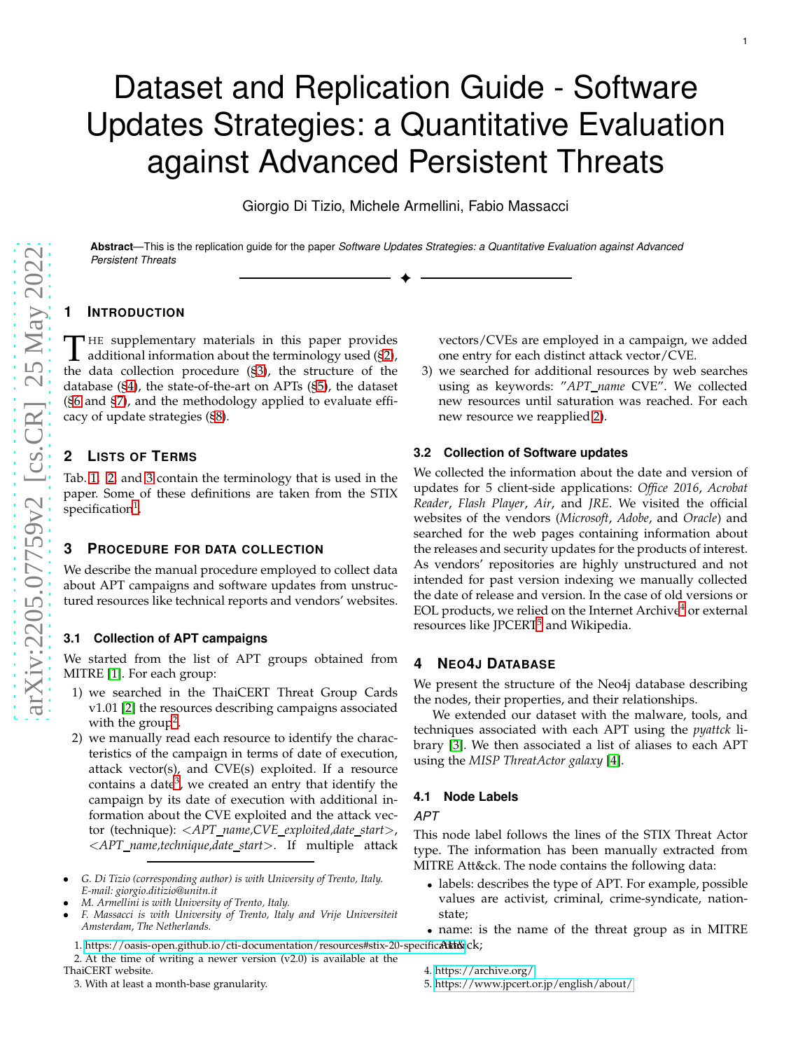# Dataset and Replication Guide - Software Updates Strategies: a Quantitative Evaluation against Advanced Persistent Threats

Giorgio Di Tizio, Michele Armellini, Fabio Massacci

**Abstract**—This is the replication guide for the paper *Software Updates Strategies: a Quantitative Evaluation against Advanced Persistent Threats*

## 1 Introduction

The supplementary materials in this paper provides additional information about the terminology used (§2), the data collection procedure (§3), the structure of the database (§4), the state-of-the-art on APTs (§5), the dataset (§6 and §7), and the methodology applied to evaluate efficacy of update strategies (§8).

## 2 Lists of Terms

Tab. 1, 2 and 3 contain the terminology that is used in the paper. Some of these definitions are taken from the STIX specification[1].

## 3 Procedure for data collection

We describe the manual procedure employed to collect data about APT campaigns and software updates from unstructured resources like technical reports and vendors' websites.

### 3.1 Collection of APT campaigns

We started from the list of APT groups obtained from MITRE [1]. For each group:

1) we searched in the ThaiCERT Threat Group Cards v1.01 [2] the resources describing campaigns associated with the group[2].
2) we manually read each resource to identify the characteristics of the campaign in terms of date of execution, attack vector(s), and CVE(s) exploited. If a resource contains a date[3], we created an entry that identify the campaign by its date of execution with additional information about the CVE exploited and the attack vector (technique): <*APT_name,CVE_exploited,date_start*>, <*APT_name,technique,date_start*>. If multiple attack vectors/CVEs are employed in a campaign, we added one entry for each distinct attack vector/CVE.
3) we searched for additional resources by web searches using as keywords: "*APT_name* CVE". We collected new resources until saturation was reached. For each new resource we reapplied 2).

### 3.2 Collection of Software updates

We collected the information about the date and version of updates for 5 client-side applications: *Office 2016*, *Acrobat Reader*, *Flash Player*, *Air*, and *JRE*. We visited the official websites of the vendors (*Microsoft*, *Adobe*, and *Oracle*) and searched for the web pages containing information about the releases and security updates for the products of interest. As vendors' repositories are highly unstructured and not intended for past version indexing we manually collected the date of release and version. In the case of old versions or EOL products, we relied on the Internet Archive[4] or external resources like JPCERT[5] and Wikipedia.

## 4 Neo4j Database

We present the structure of the Neo4j database describing the nodes, their properties, and their relationships.

We extended our dataset with the malware, tools, and techniques associated with each APT using the *pyattck* library [3]. We then associated a list of aliases to each APT using the *MISP ThreatActor galaxy* [4].

### 4.1 Node Labels

#### *APT*

This node label follows the lines of the STIX Threat Actor type. The information has been manually extracted from MITRE Att&ck. The node contains the following data:

- labels: describes the type of APT. For example, possible values are activist, criminal, crime-syndicate, nation-state;
- name: is the name of the threat group as in MITRE Att&ck;

---

- G. Di Tizio (corresponding author) is with University of Trento, Italy. E-mail: giorgio.ditizio@unitn.it
- M. Armellini is with University of Trento, Italy.
- F. Massacci is with University of Trento, Italy and Vrije Universiteit Amsterdam, The Netherlands.

1. https://oasis-open.github.io/cti-documentation/resources#stix-20-specification
2. At the time of writing a newer version (v2.0) is available at the ThaiCERT website.
3. With at least a month-base granularity.
4. https://archive.org/
5. https://www.jpcert.or.jp/english/about/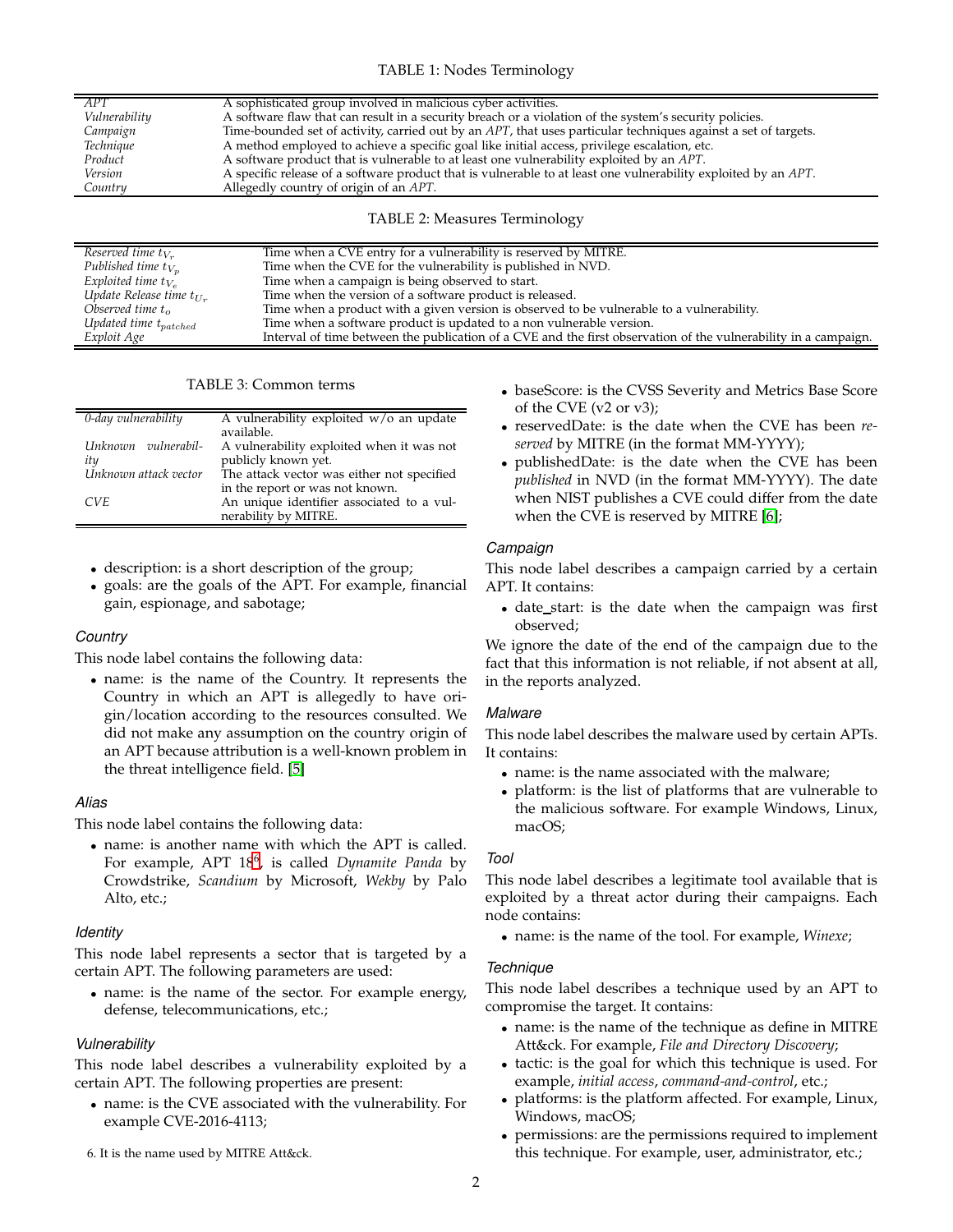TABLE 1: Nodes Terminology

| | |
|---|---|
| *APT* | A sophisticated group involved in malicious cyber activities. |
| *Vulnerability* | A software flaw that can result in a security breach or a violation of the system's security policies. |
| *Campaign* | Time-bounded set of activity, carried out by an *APT*, that uses particular techniques against a set of targets. |
| *Technique* | A method employed to achieve a specific goal like initial access, privilege escalation, etc. |
| *Product* | A software product that is vulnerable to at least one vulnerability exploited by an *APT*. |
| *Version* | A specific release of a software product that is vulnerable to at least one vulnerability exploited by an *APT*. |
| *Country* | Allegedly country of origin of an *APT*. |

TABLE 2: Measures Terminology

| | |
|---|---|
| *Reserved time* $t_{V_r}$ | Time when a CVE entry for a vulnerability is reserved by MITRE. |
| *Published time* $t_{V_p}$ | Time when the CVE for the vulnerability is published in NVD. |
| *Exploited time* $t_{V_e}$ | Time when a campaign is being observed to start. |
| *Update Release time* $t_{U_r}$ | Time when the version of a software product is released. |
| *Observed time* $t_o$ | Time when a product with a given version is observed to be vulnerable to a vulnerability. |
| *Updated time* $t_{patched}$ | Time when a software product is updated to a non vulnerable version. |
| *Exploit Age* | Interval of time between the publication of a CVE and the first observation of the vulnerability in a campaign. |

TABLE 3: Common terms

| | |
|---|---|
| *0-day vulnerability* | A vulnerability exploited w/o an update available. |
| *Unknown vulnerability* | A vulnerability exploited when it was not publicly known yet. |
| *Unknown attack vector* | The attack vector was either not specified in the report or was not known. |
| *CVE* | An unique identifier associated to a vulnerability by MITRE. |

- description: is a short description of the group;
- goals: are the goals of the APT. For example, financial gain, espionage, and sabotage;

### Country

This node label contains the following data:

- name: is the name of the Country. It represents the Country in which an APT is allegedly to have origin/location according to the resources consulted. We did not make any assumption on the country origin of an APT because attribution is a well-known problem in the threat intelligence field. [5]

### Alias

This node label contains the following data:

- name: is another name with which the APT is called. For example, APT 18[6], is called *Dynamite Panda* by Crowdstrike, *Scandium* by Microsoft, *Wekby* by Palo Alto, etc.;

### Identity

This node label represents a sector that is targeted by a certain APT. The following parameters are used:

- name: is the name of the sector. For example energy, defense, telecommunications, etc.;

### Vulnerability

This node label describes a vulnerability exploited by a certain APT. The following properties are present:

- name: is the CVE associated with the vulnerability. For example CVE-2016-4113;
- baseScore: is the CVSS Severity and Metrics Base Score of the CVE (v2 or v3);
- reservedDate: is the date when the CVE has been *reserved* by MITRE (in the format MM-YYYY);
- publishedDate: is the date when the CVE has been *published* in NVD (in the format MM-YYYY). The date when NIST publishes a CVE could differ from the date when the CVE is reserved by MITRE [6];

### Campaign

This node label describes a campaign carried by a certain APT. It contains:

- date_start: is the date when the campaign was first observed;

We ignore the date of the end of the campaign due to the fact that this information is not reliable, if not absent at all, in the reports analyzed.

### Malware

This node label describes the malware used by certain APTs. It contains:

- name: is the name associated with the malware;
- platform: is the list of platforms that are vulnerable to the malicious software. For example Windows, Linux, macOS;

### Tool

This node label describes a legitimate tool available that is exploited by a threat actor during their campaigns. Each node contains:

- name: is the name of the tool. For example, *Winexe*;

### Technique

This node label describes a technique used by an APT to compromise the target. It contains:

- name: is the name of the technique as define in MITRE Att&ck. For example, *File and Directory Discovery*;
- tactic: is the goal for which this technique is used. For example, *initial access*, *command-and-control*, etc.;
- platforms: is the platform affected. For example, Linux, Windows, macOS;
- permissions: are the permissions required to implement this technique. For example, user, administrator, etc.;

6. It is the name used by MITRE Att&ck.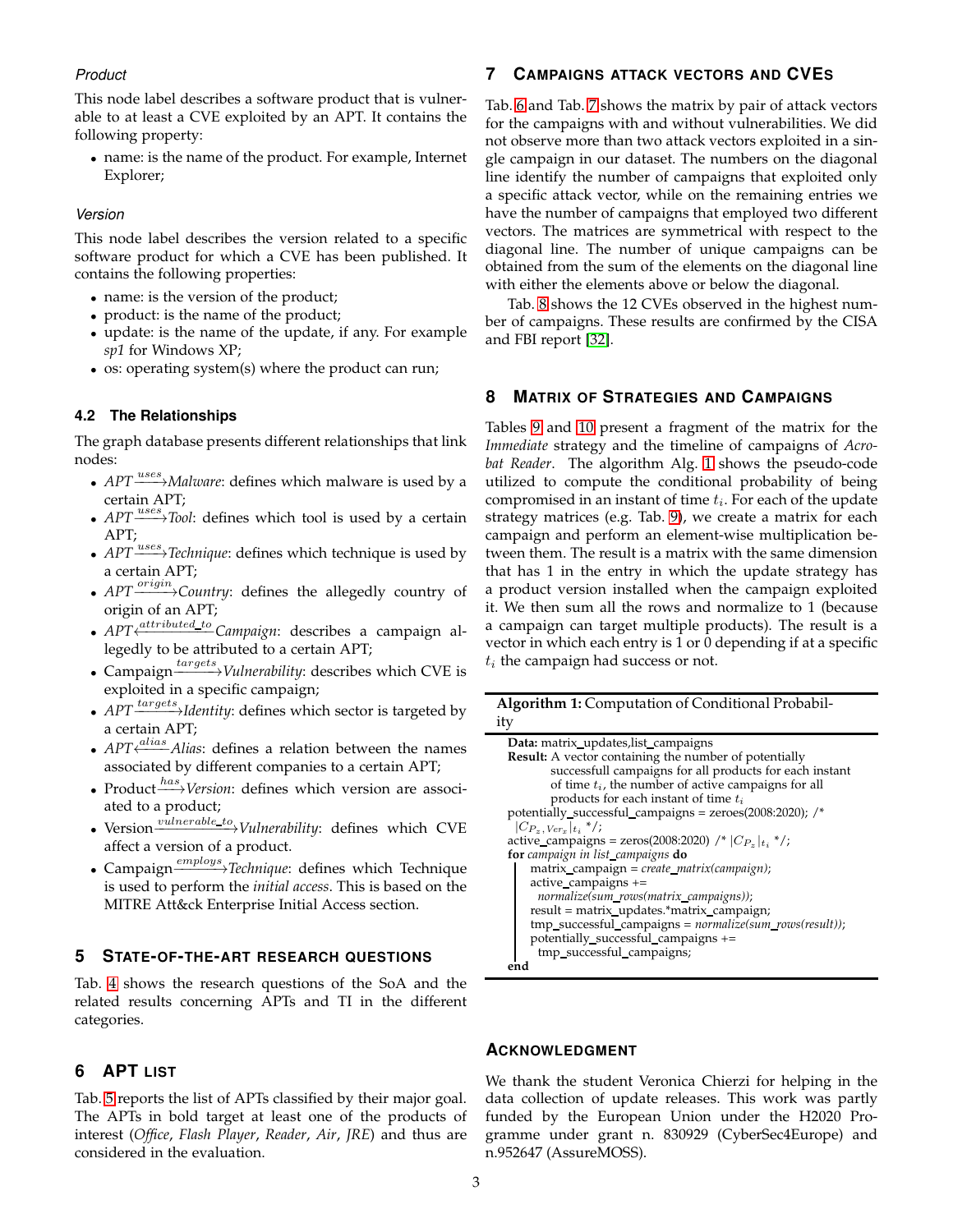*Product*

This node label describes a software product that is vulnerable to at least a CVE exploited by an APT. It contains the following property:

- name: is the name of the product. For example, Internet Explorer;

*Version*

This node label describes the version related to a specific software product for which a CVE has been published. It contains the following properties:

- name: is the version of the product;
- product: is the name of the product;
- update: is the name of the update, if any. For example *sp1* for Windows XP;
- os: operating system(s) where the product can run;

### 4.2 The Relationships

The graph database presents different relationships that link nodes:

- *APT* $\xrightarrow{uses}$ *Malware*: defines which malware is used by a certain APT;
- *APT* $\xrightarrow{uses}$ *Tool*: defines which tool is used by a certain APT;
- *APT* $\xrightarrow{uses}$ *Technique*: defines which technique is used by a certain APT;
- *APT* $\xrightarrow{origin}$ *Country*: defines the allegedly country of origin of an APT;
- *APT* $\xleftarrow{attributed\_to}$ *Campaign*: describes a campaign allegedly to be attributed to a certain APT;
- Campaign $\xrightarrow{targets}$ *Vulnerability*: describes which CVE is exploited in a specific campaign;
- *APT* $\xrightarrow{targets}$ *Identity*: defines which sector is targeted by a certain APT;
- *APT* $\xleftarrow{alias}$ *Alias*: defines a relation between the names associated by different companies to a certain APT;
- Product $\xrightarrow{has}$ *Version*: defines which version are associated to a product;
- Version $\xrightarrow{vulnerable\_to}$ *Vulnerability*: defines which CVE affect a version of a product.
- Campaign $\xrightarrow{employs}$ *Technique*: defines which Technique is used to perform the *initial access*. This is based on the MITRE Att&ck Enterprise Initial Access section.

## 5 State-of-the-art Research Questions

Tab. 4 shows the research questions of the SoA and the related results concerning APTs and TI in the different categories.

## 6 APT List

Tab. 5 reports the list of APTs classified by their major goal. The APTs in bold target at least one of the products of interest (*Office*, *Flash Player*, *Reader*, *Air*, *JRE*) and thus are considered in the evaluation.

## 7 Campaigns Attack Vectors and CVEs

Tab. 6 and Tab. 7 shows the matrix by pair of attack vectors for the campaigns with and without vulnerabilities. We did not observe more than two attack vectors exploited in a single campaign in our dataset. The numbers on the diagonal line identify the number of campaigns that exploited only a specific attack vector, while on the remaining entries we have the number of campaigns that employed two different vectors. The matrices are symmetrical with respect to the diagonal line. The number of unique campaigns can be obtained from the sum of the elements on the diagonal line with either the elements above or below the diagonal.

Tab. 8 shows the 12 CVEs observed in the highest number of campaigns. These results are confirmed by the CISA and FBI report [32].

## 8 Matrix of Strategies and Campaigns

Tables 9 and 10 present a fragment of the matrix for the *Immediate* strategy and the timeline of campaigns of *Acrobat Reader*. The algorithm Alg. 1 shows the pseudo-code utilized to compute the conditional probability of being compromised in an instant of time $t_i$. For each of the update strategy matrices (e.g. Tab. 9), we create a matrix for each campaign and perform an element-wise multiplication between them. The result is a matrix with the same dimension that has 1 in the entry in which the update strategy has a product version installed when the campaign exploited it. We then sum all the rows and normalize to 1 (because a campaign can target multiple products). The result is a vector in which each entry is 1 or 0 depending if at a specific $t_i$ the campaign had success or not.

**Algorithm 1:** Computation of Conditional Probability

```
Data: matrix_updates,list_campaigns
Result: A vector containing the number of potentially
        successfull campaigns for all products for each instant
        of time t_i, the number of active campaigns for all
        products for each instant of time t_i
potentially_successful_campaigns = zeroes(2008:2020); /* |C_{P_z,Ver_x}|_{t_i} */;
active_campaigns = zeros(2008:2020) /* |C_{P_z}|_{t_i} */;
for campaign in list_campaigns do
    matrix_campaign = create_matrix(campaign);
    active_campaigns +=
      normalize(sum_rows(matrix_campaigns));
    result = matrix_updates.*matrix_campaign;
    tmp_successful_campaigns = normalize(sum_rows(result));
    potentially_successful_campaigns +=
      tmp_successful_campaigns;
end
```

## Acknowledgment

We thank the student Veronica Chierzi for helping in the data collection of update releases. This work was partly funded by the European Union under the H2020 Programme under grant n. 830929 (CyberSec4Europe) and n.952647 (AssureMOSS).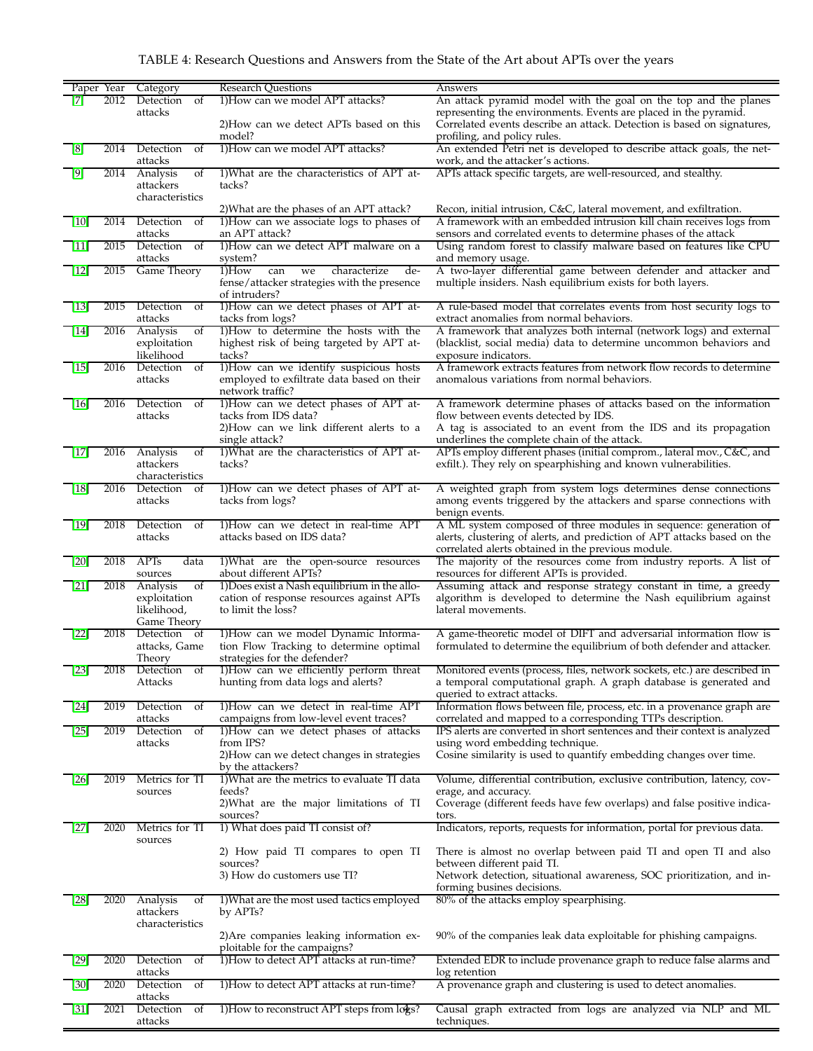TABLE 4: Research Questions and Answers from the State of the Art about APTs over the years

| Paper | Year | Category | Research Questions | Answers |
|---|---|---|---|---|
| [7] | 2012 | Detection of attacks | 1)How can we model APT attacks? | An attack pyramid model with the goal on the top and the planes representing the environments. Events are placed in the pyramid. |
| | | | 2)How can we detect APTs based on this model? | Correlated events describe an attack. Detection is based on signatures, profiling, and policy rules. |
| [8] | 2014 | Detection of attacks | 1)How can we model APT attacks? | An extended Petri net is developed to describe attack goals, the network, and the attacker's actions. |
| [9] | 2014 | Analysis of attackers characteristics | 1)What are the characteristics of APT attacks? | APTs attack specific targets, are well-resourced, and stealthy. |
| | | | 2)What are the phases of an APT attack? | Recon, initial intrusion, C&C, lateral movement, and exfiltration. |
| [10] | 2014 | Detection of attacks | 1)How can we associate logs to phases of an APT attack? | A framework with an embedded intrusion kill chain receives logs from sensors and correlated events to determine phases of the attack |
| [11] | 2015 | Detection of attacks | 1)How can we detect APT malware on a system? | Using random forest to classify malware based on features like CPU and memory usage. |
| [12] | 2015 | Game Theory | 1)How can we characterize defense/attacker strategies with the presence of intruders? | A two-layer differential game between defender and attacker and multiple insiders. Nash equilibrium exists for both layers. |
| [13] | 2015 | Detection of attacks | 1)How can we detect phases of APT attacks from logs? | A rule-based model that correlates events from host security logs to extract anomalies from normal behaviors. |
| [14] | 2016 | Analysis of exploitation likelihood | 1)How to determine the hosts with the highest risk of being targeted by APT attacks? | A framework that analyzes both internal (network logs) and external (blacklist, social media) data to determine uncommon behaviors and exposure indicators. |
| [15] | 2016 | Detection of attacks | 1)How can we identify suspicious hosts employed to exfiltrate data based on their network traffic? | A framework extracts features from network flow records to determine anomalous variations from normal behaviors. |
| [16] | 2016 | Detection of attacks | 1)How can we detect phases of APT attacks from IDS data? | A framework determine phases of attacks based on the information flow between events detected by IDS. |
| | | | 2)How can we link different alerts to a single attack? | A tag is associated to an event from the IDS and its propagation underlines the complete chain of the attack. |
| [17] | 2016 | Analysis of attackers characteristics | 1)What are the characteristics of APT attacks? | APTs employ different phases (initial comprom., lateral mov., C&C, and exfilt.). They rely on spearphishing and known vulnerabilities. |
| [18] | 2016 | Detection of attacks | 1)How can we detect phases of APT attacks from logs? | A weighted graph from system logs determines dense connections among events triggered by the attackers and sparse connections with benign events. |
| [19] | 2018 | Detection of attacks | 1)How can we detect in real-time APT attacks based on IDS data? | A ML system composed of three modules in sequence: generation of alerts, clustering of alerts, and prediction of APT attacks based on the correlated alerts obtained in the previous module. |
| [20] | 2018 | APTs data sources | 1)What are the open-source resources about different APTs? | The majority of the resources come from industry reports. A list of resources for different APTs is provided. |
| [21] | 2018 | Analysis of exploitation likelihood, Game Theory | 1)Does exist a Nash equilibrium in the allocation of response resources against APTs to limit the loss? | Assuming attack and response strategy constant in time, a greedy algorithm is developed to determine the Nash equilibrium against lateral movements. |
| [22] | 2018 | Detection of attacks, Game Theory | 1)How can we model Dynamic Information Flow Tracking to determine optimal strategies for the defender? | A game-theoretic model of DIFT and adversarial information flow is formulated to determine the equilibrium of both defender and attacker. |
| [23] | 2018 | Detection of Attacks | 1)How can we efficiently perform threat hunting from data logs and alerts? | Monitored events (process, files, network sockets, etc.) are described in a temporal computational graph. A graph database is generated and queried to extract attacks. |
| [24] | 2019 | Detection of attacks | 1)How can we detect in real-time APT campaigns from low-level event traces? | Information flows between file, process, etc. in a provenance graph are correlated and mapped to a corresponding TTPs description. |
| [25] | 2019 | Detection of attacks | 1)How can we detect phases of attacks from IPS? | IPS alerts are converted in short sentences and their context is analyzed using word embedding technique. |
| | | | 2)How can we detect changes in strategies by the attackers? | Cosine similarity is used to quantify embedding changes over time. |
| [26] | 2019 | Metrics for TI sources | 1)What are the metrics to evaluate TI data feeds? | Volume, differential contribution, exclusive contribution, latency, coverage, and accuracy. |
| | | | 2)What are the major limitations of TI sources? | Coverage (different feeds have few overlaps) and false positive indicators. |
| [27] | 2020 | Metrics for TI sources | 1) What does paid TI consist of? | Indicators, reports, requests for information, portal for previous data. |
| | | | 2) How paid TI compares to open TI sources? | There is almost no overlap between paid TI and open TI and also between different paid TI. |
| | | | 3) How do customers use TI? | Network detection, situational awareness, SOC prioritization, and informing busines decisions. |
| [28] | 2020 | Analysis of attackers characteristics | 1)What are the most used tactics employed by APTs? | 80% of the attacks employ spearphising. |
| | | | 2)Are companies leaking information exploitable for the campaigns? | 90% of the companies leak data exploitable for phishing campaigns. |
| [29] | 2020 | Detection of attacks | 1)How to detect APT attacks at run-time? | Extended EDR to include provenance graph to reduce false alarms and log retention |
| [30] | 2020 | Detection of attacks | 1)How to detect APT attacks at run-time? | A provenance graph and clustering is used to detect anomalies. |
| [31] | 2021 | Detection of attacks | 1)How to reconstruct APT steps from logs? | Causal graph extracted from logs are analyzed via NLP and ML techniques. |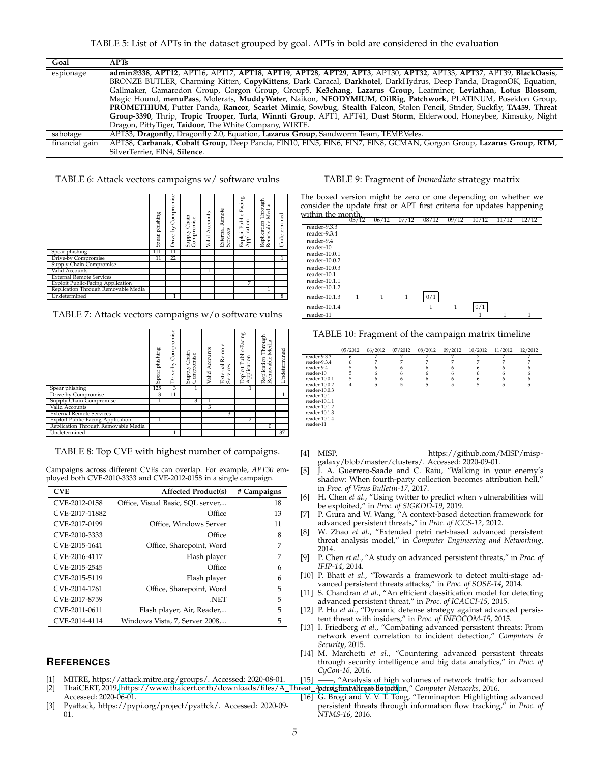TABLE 5: List of APTs in the dataset grouped by goal. APTs in bold are considered in the evaluation

| Goal | APTs |
|---|---|
| espionage | **admin@338**, **APT12**, APT16, APT17, **APT18**, **APT19**, **APT28**, **APT29**, **APT3**, APT30, **APT32**, APT33, **APT37**, APT39, **BlackOasis**, BRONZE BUTLER, Charming Kitten, **CopyKittens**, Dark Caracal, **Darkhotel**, DarkHydrus, Deep Panda, DragonOK, Equation, Gallmaker, Gamaredon Group, Gorgon Group, Group5, **Ke3chang**, **Lazarus Group**, Leafminer, **Leviathan**, **Lotus Blossom**, Magic Hound, **menuPass**, Molerats, **MuddyWater**, Naikon, **NEODYMIUM**, **OilRig**, **Patchwork**, PLATINUM, Poseidon Group, **PROMETHIUM**, Putter Panda, **Rancor**, **Scarlet Mimic**, Sowbug, **Stealth Falcon**, Stolen Pencil, Strider, Suckfly, **TA459**, **Threat Group-3390**, Thrip, **Tropic Trooper**, **Turla**, **Winnti Group**, APT1, APT41, **Dust Storm**, Elderwood, Honeybee, Kimsuky, Night Dragon, PittyTiger, **Taidoor**, The White Company, WIRTE. |
| sabotage | APT33, **Dragonfly**, Dragonfly 2.0, Equation, **Lazarus Group**, Sandworm Team, TEMP.Veles. |
| financial gain | APT38, **Carbanak**, **Cobalt Group**, Deep Panda, FIN10, FIN5, FIN6, FIN7, FIN8, GCMAN, Gorgon Group, **Lazarus Group**, **RTM**, SilverTerrier, FIN4, **Silence**. |

TABLE 6: Attack vectors campaigns w/ software vulns

| | Spear phishing | Drive-by Compromise | Supply Chain Compromise | Valid Accounts | External Remote Services | Exploit Public-Facing Application | Replication Through Removable Media | Undetermined |
|---|---|---|---|---|---|---|---|---|
| Spear phishing | 111 | 11 | | | | | | |
| Drive-by Compromise | 11 | 22 | | | | | | 1 |
| Supply Chain Compromise | | | | | | | | |
| Valid Accounts | | | | 1 | | | | |
| External Remote Services | | | | | | | | |
| Exploit Public-Facing Application | | | | | | 7 | | |
| Replication Through Removable Media | | | | | | | 1 | |
| Undetermined | | 1 | | | | | | 8 |

TABLE 7: Attack vectors campaigns w/o software vulns

| | Spear phishing | Drive-by Compromise | Supply Chain Compromise | Valid Accounts | External Remote Services | Exploit Public-Facing Application | Replication Through Removable Media | Undetermined |
|---|---|---|---|---|---|---|---|---|
| Spear phishing | 125 | 3 | 1 | | | 1 | | |
| Drive-by Compromise | 3 | 11 | | | | | | 1 |
| Supply Chain Compromise | 1 | | 3 | 1 | | | | |
| Valid Accounts | | | | 3 | | | | |
| External Remote Services | | | | | 3 | | | |
| Exploit Public-Facing Application | 1 | | | | | 2 | | |
| Replication Through Removable Media | | | | | | | 0 | |
| Undetermined | | 1 | | | | | | 37 |

TABLE 8: Top CVE with highest number of campaigns.

Campaigns across different CVEs can overlap. For example, *APT30* employed both CVE-2010-3333 and CVE-2012-0158 in a single campaign.

| CVE | Affected Product(s) | # Campaigns |
|---|---|---|
| CVE-2012-0158 | Office, Visual Basic, SQL server,... | 18 |
| CVE-2017-11882 | Office | 13 |
| CVE-2017-0199 | Office, Windows Server | 11 |
| CVE-2010-3333 | Office | 8 |
| CVE-2015-1641 | Office, Sharepoint, Word | 7 |
| CVE-2016-4117 | Flash player | 7 |
| CVE-2015-2545 | Office | 6 |
| CVE-2015-5119 | Flash player | 6 |
| CVE-2014-1761 | Office, Sharepoint, Word | 5 |
| CVE-2017-8759 | .NET | 5 |
| CVE-2011-0611 | Flash player, Air, Reader,... | 5 |
| CVE-2014-4114 | Windows Vista, 7, Server 2008,... | 5 |

TABLE 9: Fragment of *Immediate* strategy matrix

The boxed version might be zero or one depending on whether we consider the update first or APT first criteria for updates happening within the month.

| | 05/12 | 06/12 | 07/12 | 08/12 | 09/12 | 10/12 | 11/12 | 12/12 |
|---|---|---|---|---|---|---|---|---|
| reader-9.3.3 | | | | | | | | |
| reader-9.3.4 | | | | | | | | |
| reader-9.4 | | | | | | | | |
| reader-10 | | | | | | | | |
| reader-10.0.1 | | | | | | | | |
| reader-10.0.2 | | | | | | | | |
| reader-10.0.3 | | | | | | | | |
| reader-10.1 | | | | | | | | |
| reader-10.1.1 | | | | | | | | |
| reader-10.1.2 | | | | | | | | |
| reader-10.1.3 | 1 | 1 | 1 | 0/1 | | | | |
| reader-10.1.4 | | | | 1 | 1 | 0/1 | | |
| reader-11 | | | | | | 1 | 1 | 1 |

TABLE 10: Fragment of the campaign matrix timeline

| | 05/2012 | 06/2012 | 07/2012 | 08/2012 | 09/2012 | 10/2012 | 11/2012 | 12/2012 |
|---|---|---|---|---|---|---|---|---|
| reader-9.3.3 | 6 | 7 | 7 | 7 | 7 | 7 | 7 | 7 |
| reader-9.3.4 | 6 | 7 | 7 | 7 | 7 | 7 | 7 | 7 |
| reader-9.4 | 5 | 6 | 6 | 6 | 6 | 6 | 6 | 6 |
| reader-10 | 5 | 6 | 6 | 6 | 6 | 6 | 6 | 6 |
| reader-10.0.1 | 5 | 6 | 6 | 6 | 6 | 6 | 6 | 6 |
| reader-10.0.2 | 4 | 5 | 5 | 5 | 5 | 5 | 5 | 5 |
| reader-10.0.3 | | | | | | | | |
| reader-10.1 | | | | | | | | |
| reader-10.1.1 | | | | | | | | |
| reader-10.1.2 | | | | | | | | |
| reader-10.1.3 | | | | | | | | |
| reader-10.1.4 | | | | | | | | |
| reader-11 | | | | | | | | |

## REFERENCES

[1] MITRE, https://attack.mitre.org/groups/. Accessed: 2020-08-01.

[2] ThaiCERT, 2019, https://www.thaicert.or.th/downloads/files/A_Threat_Actor_Encyclopedia.pdf. Accessed: 2020-06-01.

[3] Pyattack, https://pypi.org/project/pyattck/. Accessed: 2020-09-01.

[4] MISP, https://github.com/MISP/misp-galaxy/blob/master/clusters/. Accessed: 2020-09-01.

[5] J. A. Guerrero-Saade and C. Raiu, "Walking in your enemy's shadow: When fourth-party collection becomes attribution hell," in *Proc. of Virus Bulletin-17*, 2017.

[6] H. Chen *et al.*, "Using twitter to predict when vulnerabilities will be exploited," in *Proc. of SIGKDD-19*, 2019.

[7] P. Giura and W. Wang, "A context-based detection framework for advanced persistent threats," in *Proc. of ICCS-12*, 2012.

[8] W. Zhao *et al.*, "Extended petri net-based advanced persistent threat analysis model," in *Computer Engineering and Networking*, 2014.

[9] P. Chen *et al.*, "A study on advanced persistent threats," in *Proc. of IFIP-14*, 2014.

[10] P. Bhatt *et al.*, "Towards a framework to detect multi-stage advanced persistent threats attacks," in *Proc. of SOSE-14*, 2014.

[11] S. Chandran *et al.*, "An efficient classification model for detecting advanced persistent threat," in *Proc. of ICACCI-15*, 2015.

[12] P. Hu *et al.*, "Dynamic defense strategy against advanced persistent threat with insiders," in *Proc. of INFOCOM-15*, 2015.

[13] I. Friedberg *et al.*, "Combating advanced persistent threats: From network event correlation to incident detection," *Computers & Security*, 2015.

[14] M. Marchetti *et al.*, "Countering advanced persistent threats through security intelligence and big data analytics," in *Proc. of CyCon-16*, 2016.

[15] ——, "Analysis of high volumes of network traffic for advanced persistent threat detection," *Computer Networks*, 2016.

[16] G. Brogi and V. V. T. Tong, "Terminaptor: Highlighting advanced persistent threats through information flow tracking," in *Proc. of NTMS-16*, 2016.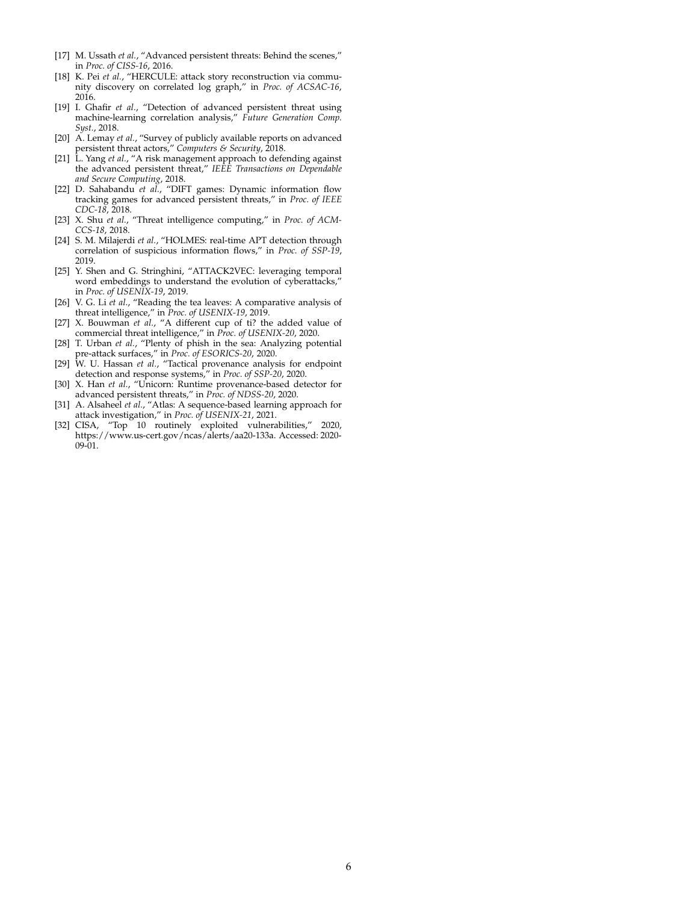[17] M. Ussath *et al.*, "Advanced persistent threats: Behind the scenes," in *Proc. of CISS-16*, 2016.

[18] K. Pei *et al.*, "HERCULE: attack story reconstruction via community discovery on correlated log graph," in *Proc. of ACSAC-16*, 2016.

[19] I. Ghafir *et al.*, "Detection of advanced persistent threat using machine-learning correlation analysis," *Future Generation Comp. Syst.*, 2018.

[20] A. Lemay *et al.*, "Survey of publicly available reports on advanced persistent threat actors," *Computers & Security*, 2018.

[21] L. Yang *et al.*, "A risk management approach to defending against the advanced persistent threat," *IEEE Transactions on Dependable and Secure Computing*, 2018.

[22] D. Sahabandu *et al.*, "DIFT games: Dynamic information flow tracking games for advanced persistent threats," in *Proc. of IEEE CDC-18*, 2018.

[23] X. Shu *et al.*, "Threat intelligence computing," in *Proc. of ACM-CCS-18*, 2018.

[24] S. M. Milajerdi *et al.*, "HOLMES: real-time APT detection through correlation of suspicious information flows," in *Proc. of SSP-19*, 2019.

[25] Y. Shen and G. Stringhini, "ATTACK2VEC: leveraging temporal word embeddings to understand the evolution of cyberattacks," in *Proc. of USENIX-19*, 2019.

[26] V. G. Li *et al.*, "Reading the tea leaves: A comparative analysis of threat intelligence," in *Proc. of USENIX-19*, 2019.

[27] X. Bouwman *et al.*, "A different cup of ti? the added value of commercial threat intelligence," in *Proc. of USENIX-20*, 2020.

[28] T. Urban *et al.*, "Plenty of phish in the sea: Analyzing potential pre-attack surfaces," in *Proc. of ESORICS-20*, 2020.

[29] W. U. Hassan *et al.*, "Tactical provenance analysis for endpoint detection and response systems," in *Proc. of SSP-20*, 2020.

[30] X. Han *et al.*, "Unicorn: Runtime provenance-based detector for advanced persistent threats," in *Proc. of NDSS-20*, 2020.

[31] A. Alsaheel *et al.*, "Atlas: A sequence-based learning approach for attack investigation," in *Proc. of USENIX-21*, 2021.

[32] CISA, "Top 10 routinely exploited vulnerabilities," 2020, https://www.us-cert.gov/ncas/alerts/aa20-133a. Accessed: 2020-09-01.